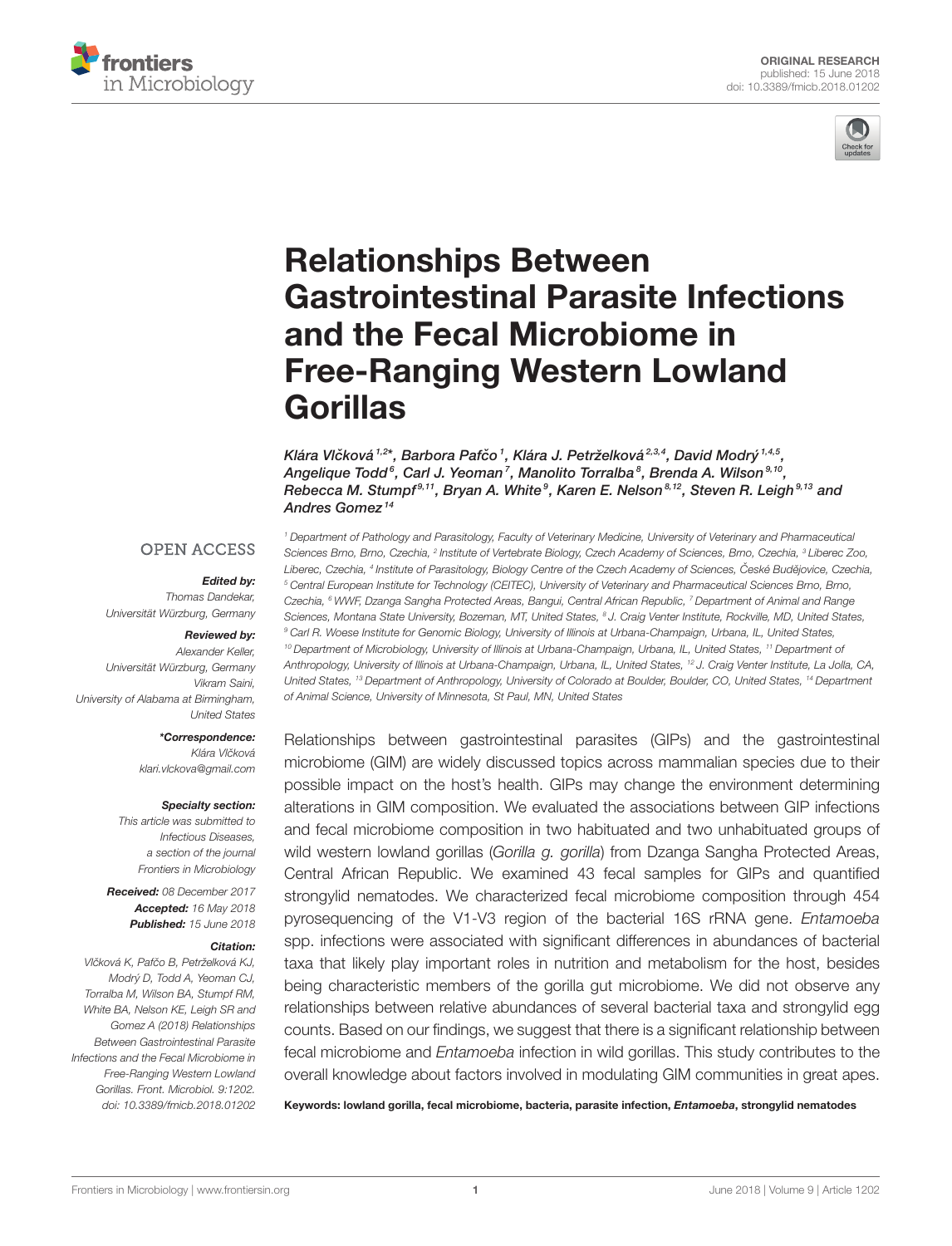ORIGINAL RESEARCH
published: 15 June 2018
doi: 10.3389/fmicb.2018.01202

# Relationships Between Gastrointestinal Parasite Infections and the Fecal Microbiome in Free-Ranging Western Lowland Gorillas

*Klára Vlčková[1,2]*, Barbora Pafčo[1], Klára J. Petrželková[2,3,4], David Modrý[1,4,5], Angelique Todd[6], Carl J. Yeoman[7], Manolito Torralba[8], Brenda A. Wilson[9,10], Rebecca M. Stumpf[9,11], Bryan A. White[9], Karen E. Nelson[8,12], Steven R. Leigh[9,13] and Andres Gomez[14]*

[1] Department of Pathology and Parasitology, Faculty of Veterinary Medicine, University of Veterinary and Pharmaceutical Sciences Brno, Brno, Czechia, [2] Institute of Vertebrate Biology, Czech Academy of Sciences, Brno, Czechia, [3] Liberec Zoo, Liberec, Czechia, [4] Institute of Parasitology, Biology Centre of the Czech Academy of Sciences, České Budějovice, Czechia, [5] Central European Institute for Technology (CEITEC), University of Veterinary and Pharmaceutical Sciences Brno, Brno, Czechia, [6] WWF, Dzanga Sangha Protected Areas, Bangui, Central African Republic, [7] Department of Animal and Range Sciences, Montana State University, Bozeman, MT, United States, [8] J. Craig Venter Institute, Rockville, MD, United States, [9] Carl R. Woese Institute for Genomic Biology, University of Illinois at Urbana-Champaign, Urbana, IL, United States, [10] Department of Microbiology, University of Illinois at Urbana-Champaign, Urbana, IL, United States, [11] Department of Anthropology, University of Illinois at Urbana-Champaign, Urbana, IL, United States, [12] J. Craig Venter Institute, La Jolla, CA, United States, [13] Department of Anthropology, University of Colorado at Boulder, Boulder, CO, United States, [14] Department of Animal Science, University of Minnesota, St Paul, MN, United States

OPEN ACCESS

***Edited by:***
*Thomas Dandekar,*
*Universität Würzburg, Germany*

***Reviewed by:***
*Alexander Keller,*
*Universität Würzburg, Germany*
*Vikram Saini,*
*University of Alabama at Birmingham, United States*

***\*Correspondence:***
*Klára Vlčková*
*klari.vlckova@gmail.com*

***Specialty section:***
*This article was submitted to Infectious Diseases, a section of the journal Frontiers in Microbiology*

***Received:*** *08 December 2017*
***Accepted:*** *16 May 2018*
***Published:*** *15 June 2018*

***Citation:***
*Vlčková K, Pafčo B, Petrželková KJ, Modrý D, Todd A, Yeoman CJ, Torralba M, Wilson BA, Stumpf RM, White BA, Nelson KE, Leigh SR and Gomez A (2018) Relationships Between Gastrointestinal Parasite Infections and the Fecal Microbiome in Free-Ranging Western Lowland Gorillas. Front. Microbiol. 9:1202. doi: 10.3389/fmicb.2018.01202*

Relationships between gastrointestinal parasites (GIPs) and the gastrointestinal microbiome (GIM) are widely discussed topics across mammalian species due to their possible impact on the host's health. GIPs may change the environment determining alterations in GIM composition. We evaluated the associations between GIP infections and fecal microbiome composition in two habituated and two unhabituated groups of wild western lowland gorillas (*Gorilla g. gorilla*) from Dzanga Sangha Protected Areas, Central African Republic. We examined 43 fecal samples for GIPs and quantified strongylid nematodes. We characterized fecal microbiome composition through 454 pyrosequencing of the V1-V3 region of the bacterial 16S rRNA gene. *Entamoeba* spp. infections were associated with significant differences in abundances of bacterial taxa that likely play important roles in nutrition and metabolism for the host, besides being characteristic members of the gorilla gut microbiome. We did not observe any relationships between relative abundances of several bacterial taxa and strongylid egg counts. Based on our findings, we suggest that there is a significant relationship between fecal microbiome and *Entamoeba* infection in wild gorillas. This study contributes to the overall knowledge about factors involved in modulating GIM communities in great apes.

**Keywords: lowland gorilla, fecal microbiome, bacteria, parasite infection, *Entamoeba*, strongylid nematodes**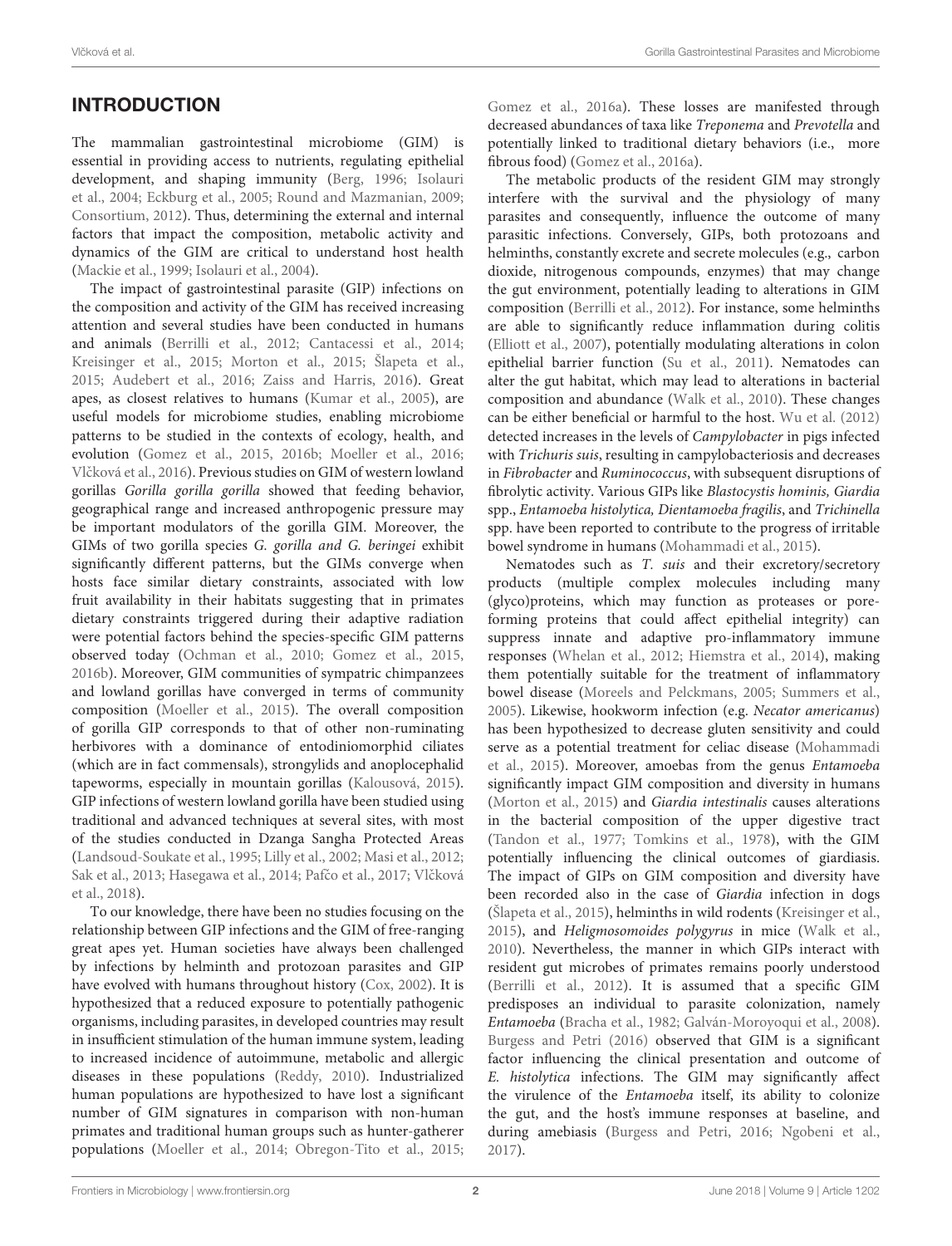## INTRODUCTION

The mammalian gastrointestinal microbiome (GIM) is essential in providing access to nutrients, regulating epithelial development, and shaping immunity (Berg, 1996; Isolauri et al., 2004; Eckburg et al., 2005; Round and Mazmanian, 2009; Consortium, 2012). Thus, determining the external and internal factors that impact the composition, metabolic activity and dynamics of the GIM are critical to understand host health (Mackie et al., 1999; Isolauri et al., 2004).

The impact of gastrointestinal parasite (GIP) infections on the composition and activity of the GIM has received increasing attention and several studies have been conducted in humans and animals (Berrilli et al., 2012; Cantacessi et al., 2014; Kreisinger et al., 2015; Morton et al., 2015; Šlapeta et al., 2015; Audebert et al., 2016; Zaiss and Harris, 2016). Great apes, as closest relatives to humans (Kumar et al., 2005), are useful models for microbiome studies, enabling microbiome patterns to be studied in the contexts of ecology, health, and evolution (Gomez et al., 2015, 2016b; Moeller et al., 2016; Vlčková et al., 2016). Previous studies on GIM of western lowland gorillas *Gorilla gorilla gorilla* showed that feeding behavior, geographical range and increased anthropogenic pressure may be important modulators of the gorilla GIM. Moreover, the GIMs of two gorilla species *G. gorilla and G. beringei* exhibit significantly different patterns, but the GIMs converge when hosts face similar dietary constraints, associated with low fruit availability in their habitats suggesting that in primates dietary constraints triggered during their adaptive radiation were potential factors behind the species-specific GIM patterns observed today (Ochman et al., 2010; Gomez et al., 2015, 2016b). Moreover, GIM communities of sympatric chimpanzees and lowland gorillas have converged in terms of community composition (Moeller et al., 2015). The overall composition of gorilla GIP corresponds to that of other non-ruminating herbivores with a dominance of entodiniomorphid ciliates (which are in fact commensals), strongylids and anoplocephalid tapeworms, especially in mountain gorillas (Kalousová, 2015). GIP infections of western lowland gorilla have been studied using traditional and advanced techniques at several sites, with most of the studies conducted in Dzanga Sangha Protected Areas (Landsoud-Soukate et al., 1995; Lilly et al., 2002; Masi et al., 2012; Sak et al., 2013; Hasegawa et al., 2014; Pafčo et al., 2017; Vlčková et al., 2018).

To our knowledge, there have been no studies focusing on the relationship between GIP infections and the GIM of free-ranging great apes yet. Human societies have always been challenged by infections by helminth and protozoan parasites and GIP have evolved with humans throughout history (Cox, 2002). It is hypothesized that a reduced exposure to potentially pathogenic organisms, including parasites, in developed countries may result in insufficient stimulation of the human immune system, leading to increased incidence of autoimmune, metabolic and allergic diseases in these populations (Reddy, 2010). Industrialized human populations are hypothesized to have lost a significant number of GIM signatures in comparison with non-human primates and traditional human groups such as hunter-gatherer populations (Moeller et al., 2014; Obregon-Tito et al., 2015; Gomez et al., 2016a). These losses are manifested through decreased abundances of taxa like *Treponema* and *Prevotella* and potentially linked to traditional dietary behaviors (i.e., more fibrous food) (Gomez et al., 2016a).

The metabolic products of the resident GIM may strongly interfere with the survival and the physiology of many parasites and consequently, influence the outcome of many parasitic infections. Conversely, GIPs, both protozoans and helminths, constantly excrete and secrete molecules (e.g., carbon dioxide, nitrogenous compounds, enzymes) that may change the gut environment, potentially leading to alterations in GIM composition (Berrilli et al., 2012). For instance, some helminths are able to significantly reduce inflammation during colitis (Elliott et al., 2007), potentially modulating alterations in colon epithelial barrier function (Su et al., 2011). Nematodes can alter the gut habitat, which may lead to alterations in bacterial composition and abundance (Walk et al., 2010). These changes can be either beneficial or harmful to the host. Wu et al. (2012) detected increases in the levels of *Campylobacter* in pigs infected with *Trichuris suis*, resulting in campylobacteriosis and decreases in *Fibrobacter* and *Ruminococcus*, with subsequent disruptions of fibrolytic activity. Various GIPs like *Blastocystis hominis, Giardia* spp., *Entamoeba histolytica, Dientamoeba fragilis*, and *Trichinella* spp. have been reported to contribute to the progress of irritable bowel syndrome in humans (Mohammadi et al., 2015).

Nematodes such as *T. suis* and their excretory/secretory products (multiple complex molecules including many (glyco)proteins, which may function as proteases or pore-forming proteins that could affect epithelial integrity) can suppress innate and adaptive pro-inflammatory immune responses (Whelan et al., 2012; Hiemstra et al., 2014), making them potentially suitable for the treatment of inflammatory bowel disease (Moreels and Pelckmans, 2005; Summers et al., 2005). Likewise, hookworm infection (e.g. *Necator americanus*) has been hypothesized to decrease gluten sensitivity and could serve as a potential treatment for celiac disease (Mohammadi et al., 2015). Moreover, amoebas from the genus *Entamoeba* significantly impact GIM composition and diversity in humans (Morton et al., 2015) and *Giardia intestinalis* causes alterations in the bacterial composition of the upper digestive tract (Tandon et al., 1977; Tomkins et al., 1978), with the GIM potentially influencing the clinical outcomes of giardiasis. The impact of GIPs on GIM composition and diversity have been recorded also in the case of *Giardia* infection in dogs (Šlapeta et al., 2015), helminths in wild rodents (Kreisinger et al., 2015), and *Heligmosomoides polygyrus* in mice (Walk et al., 2010). Nevertheless, the manner in which GIPs interact with resident gut microbes of primates remains poorly understood (Berrilli et al., 2012). It is assumed that a specific GIM predisposes an individual to parasite colonization, namely *Entamoeba* (Bracha et al., 1982; Galván-Moroyoqui et al., 2008). Burgess and Petri (2016) observed that GIM is a significant factor influencing the clinical presentation and outcome of *E. histolytica* infections. The GIM may significantly affect the virulence of the *Entamoeba* itself, its ability to colonize the gut, and the host's immune responses at baseline, and during amebiasis (Burgess and Petri, 2016; Ngobeni et al., 2017).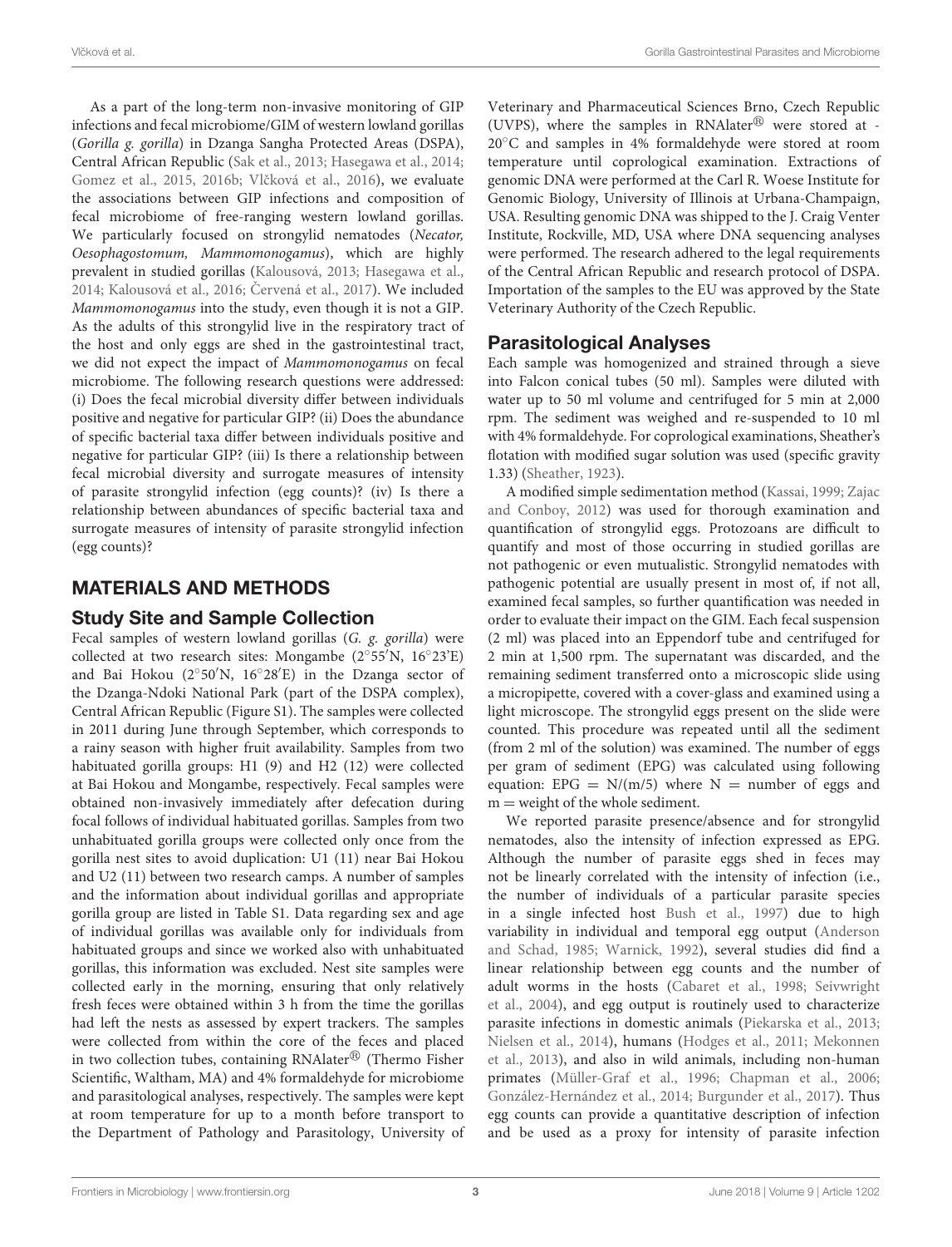As a part of the long-term non-invasive monitoring of GIP infections and fecal microbiome/GIM of western lowland gorillas (*Gorilla g. gorilla*) in Dzanga Sangha Protected Areas (DSPA), Central African Republic (Sak et al., 2013; Hasegawa et al., 2014; Gomez et al., 2015, 2016b; Vlčková et al., 2016), we evaluate the associations between GIP infections and composition of fecal microbiome of free-ranging western lowland gorillas. We particularly focused on strongylid nematodes (*Necator, Oesophagostomum, Mammomonogamus*), which are highly prevalent in studied gorillas (Kalousová, 2013; Hasegawa et al., 2014; Kalousová et al., 2016; Červená et al., 2017). We included *Mammomonogamus* into the study, even though it is not a GIP. As the adults of this strongylid live in the respiratory tract of the host and only eggs are shed in the gastrointestinal tract, we did not expect the impact of *Mammomonogamus* on fecal microbiome. The following research questions were addressed: (i) Does the fecal microbial diversity differ between individuals positive and negative for particular GIP? (ii) Does the abundance of specific bacterial taxa differ between individuals positive and negative for particular GIP? (iii) Is there a relationship between fecal microbial diversity and surrogate measures of intensity of parasite strongylid infection (egg counts)? (iv) Is there a relationship between abundances of specific bacterial taxa and surrogate measures of intensity of parasite strongylid infection (egg counts)?

## MATERIALS AND METHODS

### Study Site and Sample Collection

Fecal samples of western lowland gorillas (*G. g. gorilla*) were collected at two research sites: Mongambe (2°55′N, 16°23′E) and Bai Hokou (2°50′N, 16°28′E) in the Dzanga sector of the Dzanga-Ndoki National Park (part of the DSPA complex), Central African Republic (Figure S1). The samples were collected in 2011 during June through September, which corresponds to a rainy season with higher fruit availability. Samples from two habituated gorilla groups: H1 (9) and H2 (12) were collected at Bai Hokou and Mongambe, respectively. Fecal samples were obtained non-invasively immediately after defecation during focal follows of individual habituated gorillas. Samples from two unhabituated gorilla groups were collected only once from the gorilla nest sites to avoid duplication: U1 (11) near Bai Hokou and U2 (11) between two research camps. A number of samples and the information about individual gorillas and appropriate gorilla group are listed in Table S1. Data regarding sex and age of individual gorillas was available only for individuals from habituated groups and since we worked also with unhabituated gorillas, this information was excluded. Nest site samples were collected early in the morning, ensuring that only relatively fresh feces were obtained within 3 h from the time the gorillas had left the nests as assessed by expert trackers. The samples were collected from within the core of the feces and placed in two collection tubes, containing RNAlater® (Thermo Fisher Scientific, Waltham, MA) and 4% formaldehyde for microbiome and parasitological analyses, respectively. The samples were kept at room temperature for up to a month before transport to the Department of Pathology and Parasitology, University of Veterinary and Pharmaceutical Sciences Brno, Czech Republic (UVPS), where the samples in RNAlater® were stored at -20°C and samples in 4% formaldehyde were stored at room temperature until coprological examination. Extractions of genomic DNA were performed at the Carl R. Woese Institute for Genomic Biology, University of Illinois at Urbana-Champaign, USA. Resulting genomic DNA was shipped to the J. Craig Venter Institute, Rockville, MD, USA where DNA sequencing analyses were performed. The research adhered to the legal requirements of the Central African Republic and research protocol of DSPA. Importation of the samples to the EU was approved by the State Veterinary Authority of the Czech Republic.

### Parasitological Analyses

Each sample was homogenized and strained through a sieve into Falcon conical tubes (50 ml). Samples were diluted with water up to 50 ml volume and centrifuged for 5 min at 2,000 rpm. The sediment was weighed and re-suspended to 10 ml with 4% formaldehyde. For coprological examinations, Sheather's flotation with modified sugar solution was used (specific gravity 1.33) (Sheather, 1923).

A modified simple sedimentation method (Kassai, 1999; Zajac and Conboy, 2012) was used for thorough examination and quantification of strongylid eggs. Protozoans are difficult to quantify and most of those occurring in studied gorillas are not pathogenic or even mutualistic. Strongylid nematodes with pathogenic potential are usually present in most of, if not all, examined fecal samples, so further quantification was needed in order to evaluate their impact on the GIM. Each fecal suspension (2 ml) was placed into an Eppendorf tube and centrifuged for 2 min at 1,500 rpm. The supernatant was discarded, and the remaining sediment transferred onto a microscopic slide using a micropipette, covered with a cover-glass and examined using a light microscope. The strongylid eggs present on the slide were counted. This procedure was repeated until all the sediment (from 2 ml of the solution) was examined. The number of eggs per gram of sediment (EPG) was calculated using following equation: $EPG = N/(m/5)$ where $N$ = number of eggs and $m$ = weight of the whole sediment.

We reported parasite presence/absence and for strongylid nematodes, also the intensity of infection expressed as EPG. Although the number of parasite eggs shed in feces may not be linearly correlated with the intensity of infection (i.e., the number of individuals of a particular parasite species in a single infected host Bush et al., 1997) due to high variability in individual and temporal egg output (Anderson and Schad, 1985; Warnick, 1992), several studies did find a linear relationship between egg counts and the number of adult worms in the hosts (Cabaret et al., 1998; Seivwright et al., 2004), and egg output is routinely used to characterize parasite infections in domestic animals (Piekarska et al., 2013; Nielsen et al., 2014), humans (Hodges et al., 2011; Mekonnen et al., 2013), and also in wild animals, including non-human primates (Müller-Graf et al., 1996; Chapman et al., 2006; González-Hernández et al., 2014; Burgunder et al., 2017). Thus egg counts can provide a quantitative description of infection and be used as a proxy for intensity of parasite infection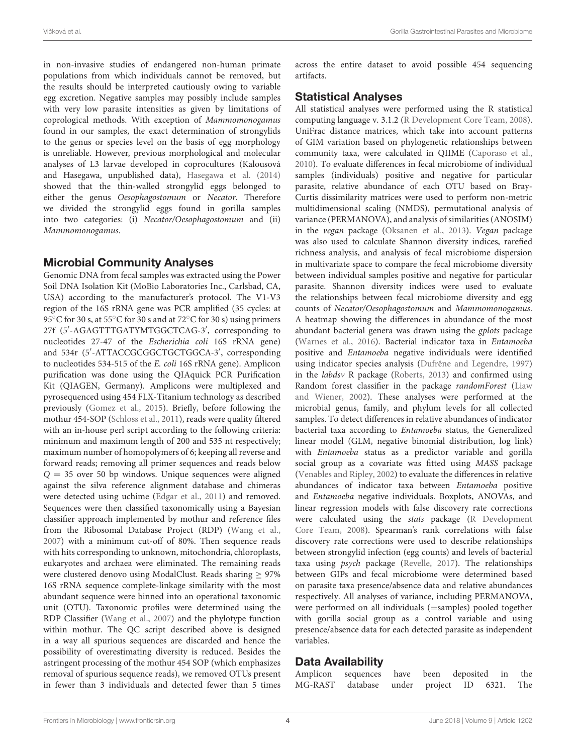in non-invasive studies of endangered non-human primate populations from which individuals cannot be removed, but the results should be interpreted cautiously owing to variable egg excretion. Negative samples may possibly include samples with very low parasite intensities as given by limitations of coprological methods. With exception of *Mammomonogamus* found in our samples, the exact determination of strongylids to the genus or species level on the basis of egg morphology is unreliable. However, previous morphological and molecular analyses of L3 larvae developed in coprocultures (Kalousová and Hasegawa, unpublished data), Hasegawa et al. (2014) showed that the thin-walled strongylid eggs belonged to either the genus *Oesophagostomum* or *Necator*. Therefore we divided the strongylid eggs found in gorilla samples into two categories: (i) *Necator/Oesophagostomum* and (ii) *Mammomonogamus*.

## Microbial Community Analyses

Genomic DNA from fecal samples was extracted using the Power Soil DNA Isolation Kit (MoBio Laboratories Inc., Carlsbad, CA, USA) according to the manufacturer's protocol. The V1-V3 region of the 16S rRNA gene was PCR amplified (35 cycles: at 95°C for 30 s, at 55°C for 30 s and at 72°C for 30 s) using primers 27f (5′-AGAGTTTGATYMTGGCTCAG-3′, corresponding to nucleotides 27-47 of the *Escherichia coli* 16S rRNA gene) and 534r (5′-ATTACCGCGGCTGCTGGCA-3′, corresponding to nucleotides 534-515 of the *E. coli* 16S rRNA gene). Amplicon purification was done using the QIAquick PCR Purification Kit (QIAGEN, Germany). Amplicons were multiplexed and pyrosequenced using 454 FLX-Titanium technology as described previously (Gomez et al., 2015). Briefly, before following the mothur 454-SOP (Schloss et al., 2011), reads were quality filtered with an in-house perl script according to the following criteria: minimum and maximum length of 200 and 535 nt respectively; maximum number of homopolymers of 6; keeping all reverse and forward reads; removing all primer sequences and reads below $Q = 35$ over 50 bp windows. Unique sequences were aligned against the silva reference alignment database and chimeras were detected using uchime (Edgar et al., 2011) and removed. Sequences were then classified taxonomically using a Bayesian classifier approach implemented by mothur and reference files from the Ribosomal Database Project (RDP) (Wang et al., 2007) with a minimum cut-off of 80%. Then sequence reads with hits corresponding to unknown, mitochondria, chloroplasts, eukaryotes and archaea were eliminated. The remaining reads were clustered denovo using ModalClust. Reads sharing $\geq$ 97% 16S rRNA sequence complete-linkage similarity with the most abundant sequence were binned into an operational taxonomic unit (OTU). Taxonomic profiles were determined using the RDP Classifier (Wang et al., 2007) and the phylotype function within mothur. The QC script described above is designed in a way all spurious sequences are discarded and hence the possibility of overestimating diversity is reduced. Besides the astringent processing of the mothur 454 SOP (which emphasizes removal of spurious sequence reads), we removed OTUs present in fewer than 3 individuals and detected fewer than 5 times across the entire dataset to avoid possible 454 sequencing artifacts.

## Statistical Analyses

All statistical analyses were performed using the R statistical computing language v. 3.1.2 (R Development Core Team, 2008). UniFrac distance matrices, which take into account patterns of GIM variation based on phylogenetic relationships between community taxa, were calculated in QIIME (Caporaso et al., 2010). To evaluate differences in fecal microbiome of individual samples (individuals) positive and negative for particular parasite, relative abundance of each OTU based on Bray-Curtis dissimilarity matrices were used to perform non-metric multidimensional scaling (NMDS), permutational analysis of variance (PERMANOVA), and analysis of similarities (ANOSIM) in the *vegan* package (Oksanen et al., 2013). *Vegan* package was also used to calculate Shannon diversity indices, rarefied richness analysis, and analysis of fecal microbiome dispersion in multivariate space to compare the fecal microbiome diversity between individual samples positive and negative for particular parasite. Shannon diversity indices were used to evaluate the relationships between fecal microbiome diversity and egg counts of *Necator/Oesophagostomum* and *Mammomonogamus*. A heatmap showing the differences in abundance of the most abundant bacterial genera was drawn using the *gplots* package (Warnes et al., 2016). Bacterial indicator taxa in *Entamoeba* positive and *Entamoeba* negative individuals were identified using indicator species analysis (Dufrêne and Legendre, 1997) in the *labdsv* R package (Roberts, 2013) and confirmed using Random forest classifier in the package *randomForest* (Liaw and Wiener, 2002). These analyses were performed at the microbial genus, family, and phylum levels for all collected samples. To detect differences in relative abundances of indicator bacterial taxa according to *Entamoeba* status, the Generalized linear model (GLM, negative binomial distribution, log link) with *Entamoeba* status as a predictor variable and gorilla social group as a covariate was fitted using *MASS* package (Venables and Ripley, 2002) to evaluate the differences in relative abundances of indicator taxa between *Entamoeba* positive and *Entamoeba* negative individuals. Boxplots, ANOVAs, and linear regression models with false discovery rate corrections were calculated using the *stats* package (R Development Core Team, 2008). Spearman's rank correlations with false discovery rate corrections were used to describe relationships between strongylid infection (egg counts) and levels of bacterial taxa using *psych* package (Revelle, 2017). The relationships between GIPs and fecal microbiome were determined based on parasite taxa presence/absence data and relative abundances respectively. All analyses of variance, including PERMANOVA, were performed on all individuals (=samples) pooled together with gorilla social group as a control variable and using presence/absence data for each detected parasite as independent variables.

## Data Availability

Amplicon sequences have been deposited in the MG-RAST database under project ID 6321. The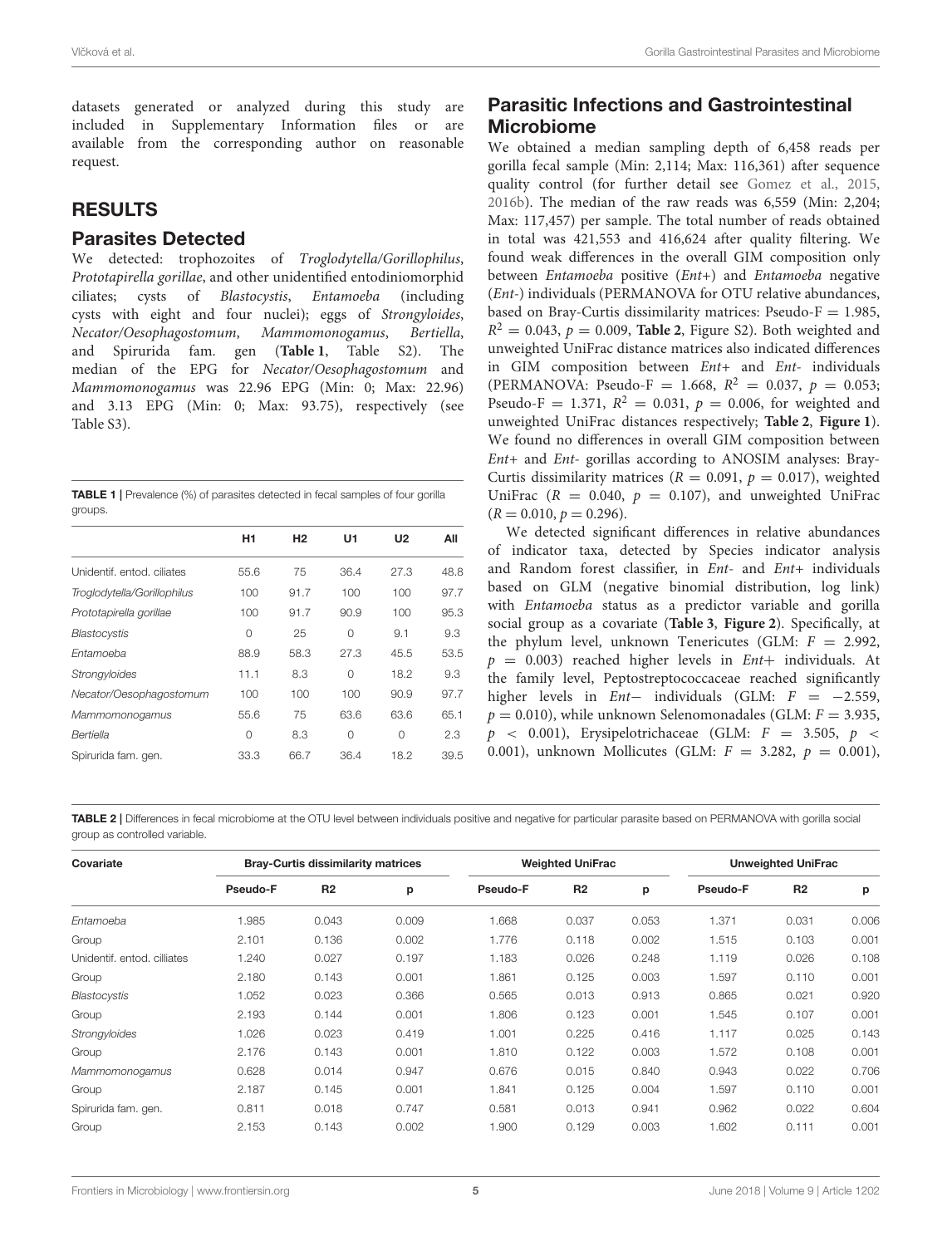datasets generated or analyzed during this study are included in Supplementary Information files or are available from the corresponding author on reasonable request.

## RESULTS

### Parasites Detected

We detected: trophozoites of *Troglodytella/Gorillophilus*, *Prototapirella gorillae*, and other unidentified entodiniomorphid ciliates; cysts of *Blastocystis*, *Entamoeba* (including cysts with eight and four nuclei); eggs of *Strongyloides*, *Necator/Oesophagostomum*, *Mammomonogamus*, *Bertiella*, and Spirurida fam. gen (**Table 1**, Table S2). The median of the EPG for *Necator/Oesophagostomum* and *Mammomonogamus* was 22.96 EPG (Min: 0; Max: 22.96) and 3.13 EPG (Min: 0; Max: 93.75), respectively (see Table S3).

**TABLE 1 |** Prevalence (%) of parasites detected in fecal samples of four gorilla groups.

| | H1 | H2 | U1 | U2 | All |
|---|---|---|---|---|---|
| Unidentif. entod. ciliates | 55.6 | 75 | 36.4 | 27.3 | 48.8 |
| *Troglodytella/Gorillophilus* | 100 | 91.7 | 100 | 100 | 97.7 |
| *Prototapirella gorillae* | 100 | 91.7 | 90.9 | 100 | 95.3 |
| *Blastocystis* | 0 | 25 | 0 | 9.1 | 9.3 |
| *Entamoeba* | 88.9 | 58.3 | 27.3 | 45.5 | 53.5 |
| *Strongyloides* | 11.1 | 8.3 | 0 | 18.2 | 9.3 |
| *Necator/Oesophagostomum* | 100 | 100 | 100 | 90.9 | 97.7 |
| *Mammomonogamus* | 55.6 | 75 | 63.6 | 63.6 | 65.1 |
| *Bertiella* | 0 | 8.3 | 0 | 0 | 2.3 |
| Spirurida fam. gen. | 33.3 | 66.7 | 36.4 | 18.2 | 39.5 |

### Parasitic Infections and Gastrointestinal Microbiome

We obtained a median sampling depth of 6,458 reads per gorilla fecal sample (Min: 2,114; Max: 116,361) after sequence quality control (for further detail see Gomez et al., 2015, 2016b). The median of the raw reads was 6,559 (Min: 2,204; Max: 117,457) per sample. The total number of reads obtained in total was 421,553 and 416,624 after quality filtering. We found weak differences in the overall GIM composition only between *Entamoeba* positive (*Ent+*) and *Entamoeba* negative (*Ent-*) individuals (PERMANOVA for OTU relative abundances, based on Bray-Curtis dissimilarity matrices: Pseudo-F = 1.985, $R^2$ = 0.043, $p$ = 0.009, **Table 2**, Figure S2). Both weighted and unweighted UniFrac distance matrices also indicated differences in GIM composition between *Ent+* and *Ent-* individuals (PERMANOVA: Pseudo-F = 1.668, $R^2$ = 0.037, $p$ = 0.053; Pseudo-F = 1.371, $R^2$ = 0.031, $p$ = 0.006, for weighted and unweighted UniFrac distances respectively; **Table 2**, **Figure 1**). We found no differences in overall GIM composition between *Ent+* and *Ent-* gorillas according to ANOSIM analyses: Bray-Curtis dissimilarity matrices ($R$ = 0.091, $p$ = 0.017), weighted UniFrac ($R$ = 0.040, $p$ = 0.107), and unweighted UniFrac ($R$ = 0.010, $p$ = 0.296).

We detected significant differences in relative abundances of indicator taxa, detected by Species indicator analysis and Random forest classifier, in *Ent-* and *Ent+* individuals based on GLM (negative binomial distribution, log link) with *Entamoeba* status as a predictor variable and gorilla social group as a covariate (**Table 3**, **Figure 2**). Specifically, at the phylum level, unknown Tenericutes (GLM: $F$ = 2.992, $p$ = 0.003) reached higher levels in *Ent+* individuals. At the family level, Peptostreptococcaceae reached significantly higher levels in *Ent−* individuals (GLM: $F$ = −2.559, $p$ = 0.010), while unknown Selenomonadales (GLM: $F$ = 3.935, $p$ < 0.001), Erysipelotrichaceae (GLM: $F$ = 3.505, $p$ < 0.001), unknown Mollicutes (GLM: $F$ = 3.282, $p$ = 0.001),

**TABLE 2 |** Differences in fecal microbiome at the OTU level between individuals positive and negative for particular parasite based on PERMANOVA with gorilla social group as controlled variable.

| Covariate | Bray-Curtis dissimilarity matrices | | | Weighted UniFrac | | | Unweighted UniFrac | | |
|---|---|---|---|---|---|---|---|---|---|
| | Pseudo-F | R2 | p | Pseudo-F | R2 | p | Pseudo-F | R2 | p |
| *Entamoeba* | 1.985 | 0.043 | 0.009 | 1.668 | 0.037 | 0.053 | 1.371 | 0.031 | 0.006 |
| Group | 2.101 | 0.136 | 0.002 | 1.776 | 0.118 | 0.002 | 1.515 | 0.103 | 0.001 |
| Unidentif. entod. cilliates | 1.240 | 0.027 | 0.197 | 1.183 | 0.026 | 0.248 | 1.119 | 0.026 | 0.108 |
| Group | 2.180 | 0.143 | 0.001 | 1.861 | 0.125 | 0.003 | 1.597 | 0.110 | 0.001 |
| *Blastocystis* | 1.052 | 0.023 | 0.366 | 0.565 | 0.013 | 0.913 | 0.865 | 0.021 | 0.920 |
| Group | 2.193 | 0.144 | 0.001 | 1.806 | 0.123 | 0.001 | 1.545 | 0.107 | 0.001 |
| *Strongyloides* | 1.026 | 0.023 | 0.419 | 1.001 | 0.225 | 0.416 | 1.117 | 0.025 | 0.143 |
| Group | 2.176 | 0.143 | 0.001 | 1.810 | 0.122 | 0.003 | 1.572 | 0.108 | 0.001 |
| *Mammomonogamus* | 0.628 | 0.014 | 0.947 | 0.676 | 0.015 | 0.840 | 0.943 | 0.022 | 0.706 |
| Group | 2.187 | 0.145 | 0.001 | 1.841 | 0.125 | 0.004 | 1.597 | 0.110 | 0.001 |
| Spirurida fam. gen. | 0.811 | 0.018 | 0.747 | 0.581 | 0.013 | 0.941 | 0.962 | 0.022 | 0.604 |
| Group | 2.153 | 0.143 | 0.002 | 1.900 | 0.129 | 0.003 | 1.602 | 0.111 | 0.001 |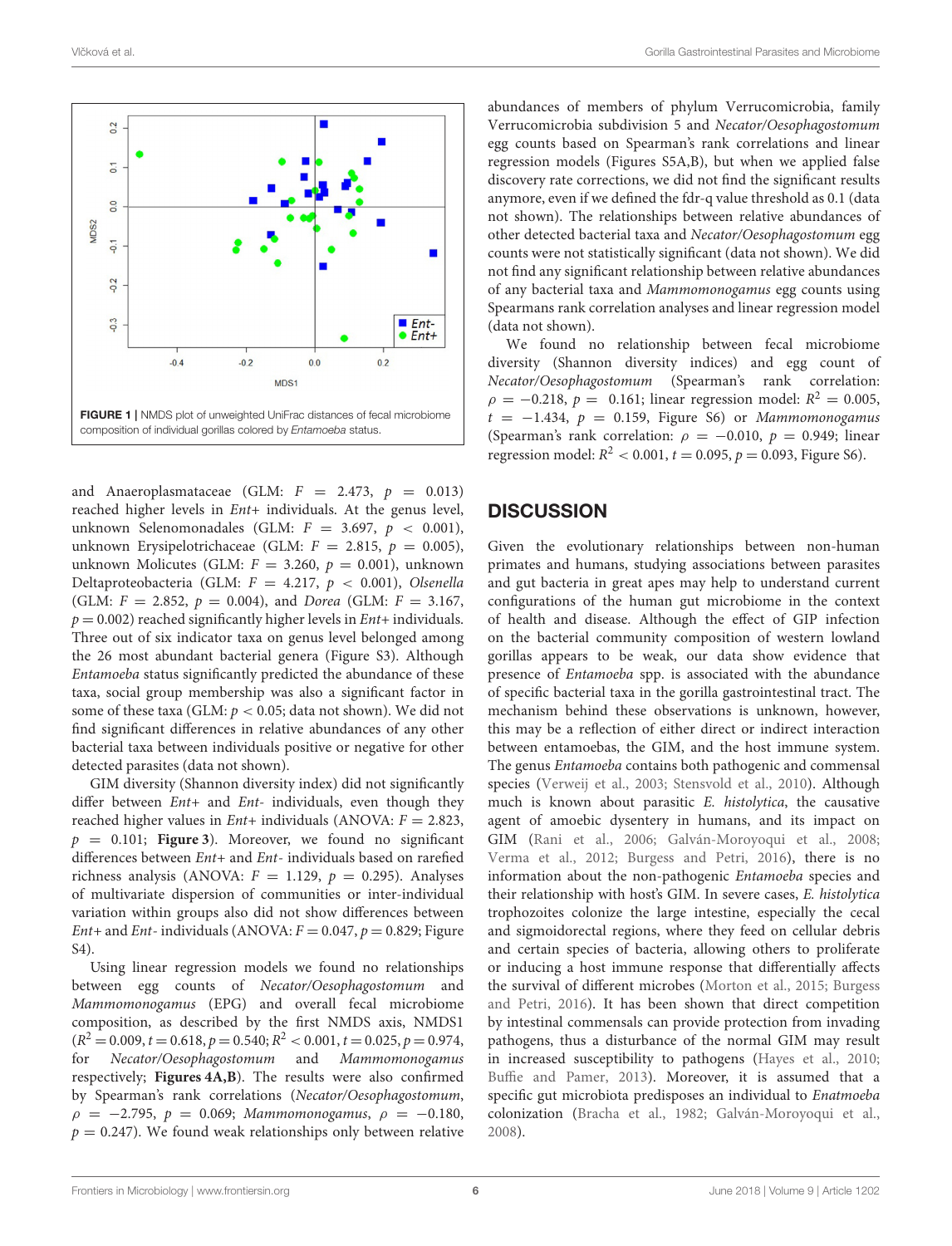FIGURE 1 | NMDS plot of unweighted UniFrac distances of fecal microbiome composition of individual gorillas colored by *Entamoeba* status.

and Anaeroplasmataceae (GLM: $F = 2.473$, $p = 0.013$) reached higher levels in *Ent*+ individuals. At the genus level, unknown Selenomonadales (GLM: $F = 3.697$, $p < 0.001$), unknown Erysipelotrichaceae (GLM: $F = 2.815$, $p = 0.005$), unknown Molicutes (GLM: $F = 3.260$, $p = 0.001$), unknown Deltaproteobacteria (GLM: $F = 4.217$, $p < 0.001$), *Olsenella* (GLM: $F = 2.852$, $p = 0.004$), and *Dorea* (GLM: $F = 3.167$, $p = 0.002$) reached significantly higher levels in *Ent*+ individuals. Three out of six indicator taxa on genus level belonged among the 26 most abundant bacterial genera (Figure S3). Although *Entamoeba* status significantly predicted the abundance of these taxa, social group membership was also a significant factor in some of these taxa (GLM: $p < 0.05$; data not shown). We did not find significant differences in relative abundances of any other bacterial taxa between individuals positive or negative for other detected parasites (data not shown).

GIM diversity (Shannon diversity index) did not significantly differ between *Ent*+ and *Ent*- individuals, even though they reached higher values in *Ent*+ individuals (ANOVA: $F = 2.823$, $p = 0.101$; **Figure 3**). Moreover, we found no significant differences between *Ent*+ and *Ent*- individuals based on rarefied richness analysis (ANOVA: $F = 1.129$, $p = 0.295$). Analyses of multivariate dispersion of communities or inter-individual variation within groups also did not show differences between *Ent*+ and *Ent*- individuals (ANOVA: $F = 0.047$, $p = 0.829$; Figure S4).

Using linear regression models we found no relationships between egg counts of *Necator/Oesophagostomum* and *Mammomonogamus* (EPG) and overall fecal microbiome composition, as described by the first NMDS axis, NMDS1 ($R^2 = 0.009$, $t = 0.618$, $p = 0.540$; $R^2 < 0.001$, $t = 0.025$, $p = 0.974$, for *Necator/Oesophagostomum* and *Mammomonogamus* respectively; **Figures 4A,B**). The results were also confirmed by Spearman's rank correlations (*Necator/Oesophagostomum*, $\rho = -2.795$, $p = 0.069$; *Mammomonogamus*, $\rho = -0.180$, $p = 0.247$). We found weak relationships only between relative abundances of members of phylum Verrucomicrobia, family Verrucomicrobia subdivision 5 and *Necator/Oesophagostomum* egg counts based on Spearman's rank correlations and linear regression models (Figures S5A,B), but when we applied false discovery rate corrections, we did not find the significant results anymore, even if we defined the fdr-q value threshold as 0.1 (data not shown). The relationships between relative abundances of other detected bacterial taxa and *Necator/Oesophagostomum* egg counts were not statistically significant (data not shown). We did not find any significant relationship between relative abundances of any bacterial taxa and *Mammomonogamus* egg counts using Spearmans rank correlation analyses and linear regression model (data not shown).

We found no relationship between fecal microbiome diversity (Shannon diversity indices) and egg count of *Necator/Oesophagostomum* (Spearman's rank correlation: $\rho = -0.218$, $p = 0.161$; linear regression model: $R^2 = 0.005$, $t = -1.434$, $p = 0.159$, Figure S6) or *Mammomonogamus* (Spearman's rank correlation: $\rho = -0.010$, $p = 0.949$; linear regression model: $R^2 < 0.001$, $t = 0.095$, $p = 0.093$, Figure S6).

## DISCUSSION

Given the evolutionary relationships between non-human primates and humans, studying associations between parasites and gut bacteria in great apes may help to understand current configurations of the human gut microbiome in the context of health and disease. Although the effect of GIP infection on the bacterial community composition of western lowland gorillas appears to be weak, our data show evidence that presence of *Entamoeba* spp. is associated with the abundance of specific bacterial taxa in the gorilla gastrointestinal tract. The mechanism behind these observations is unknown, however, this may be a reflection of either direct or indirect interaction between entamoebas, the GIM, and the host immune system. The genus *Entamoeba* contains both pathogenic and commensal species (Verweij et al., 2003; Stensvold et al., 2010). Although much is known about parasitic *E. histolytica*, the causative agent of amoebic dysentery in humans, and its impact on GIM (Rani et al., 2006; Galván-Moroyoqui et al., 2008; Verma et al., 2012; Burgess and Petri, 2016), there is no information about the non-pathogenic *Entamoeba* species and their relationship with host's GIM. In severe cases, *E. histolytica* trophozoites colonize the large intestine, especially the cecal and sigmoidorectal regions, where they feed on cellular debris and certain species of bacteria, allowing others to proliferate or inducing a host immune response that differentially affects the survival of different microbes (Morton et al., 2015; Burgess and Petri, 2016). It has been shown that direct competition by intestinal commensals can provide protection from invading pathogens, thus a disturbance of the normal GIM may result in increased susceptibility to pathogens (Hayes et al., 2010; Buffie and Pamer, 2013). Moreover, it is assumed that a specific gut microbiota predisposes an individual to *Enatmoeba* colonization (Bracha et al., 1982; Galván-Moroyoqui et al., 2008).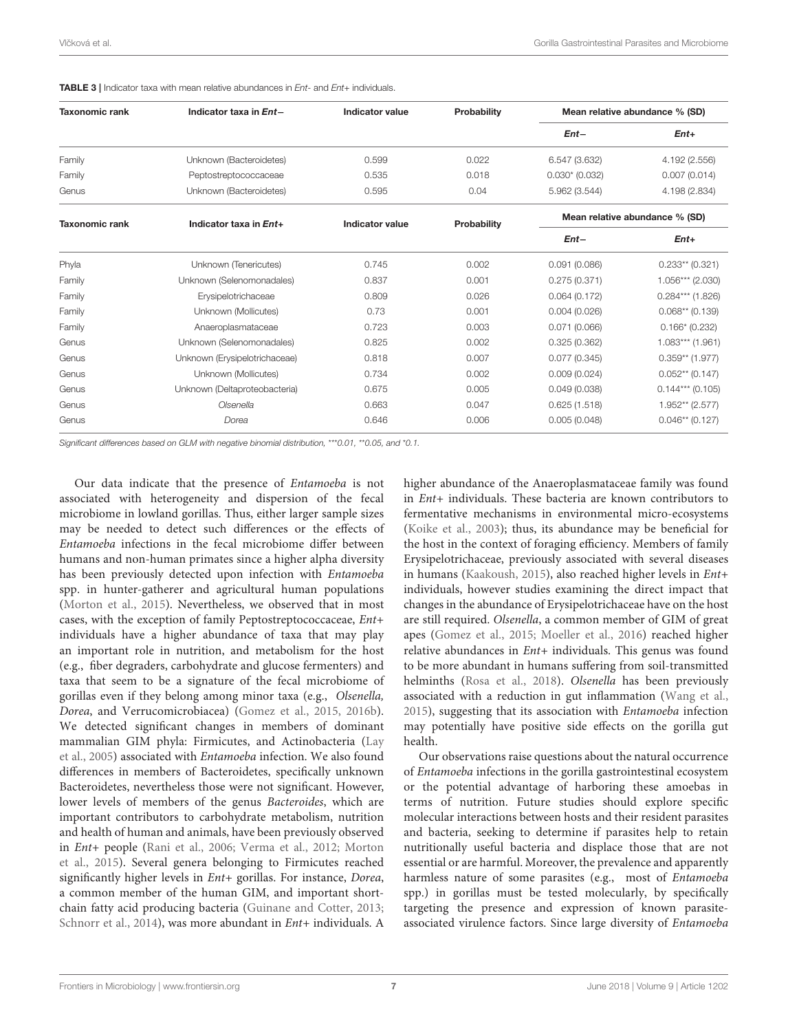**TABLE 3 |** Indicator taxa with mean relative abundances in *Ent*- and *Ent*+ individuals.

| Taxonomic rank | Indicator taxa in *Ent*− | Indicator value | Probability | Mean relative abundance % (SD) | |
|---|---|---|---|---|---|
| | | | | *Ent*− | *Ent*+ |
| Family | Unknown (Bacteroidetes) | 0.599 | 0.022 | 6.547 (3.632) | 4.192 (2.556) |
| Family | Peptostreptococcaceae | 0.535 | 0.018 | 0.030* (0.032) | 0.007 (0.014) |
| Genus | Unknown (Bacteroidetes) | 0.595 | 0.04 | 5.962 (3.544) | 4.198 (2.834) |
| **Taxonomic rank** | **Indicator taxa in *Ent*+** | **Indicator value** | **Probability** | **Mean relative abundance % (SD)** | |
| | | | | *Ent*− | *Ent*+ |
| Phyla | Unknown (Tenericutes) | 0.745 | 0.002 | 0.091 (0.086) | 0.233** (0.321) |
| Family | Unknown (Selenomonadales) | 0.837 | 0.001 | 0.275 (0.371) | 1.056*** (2.030) |
| Family | Erysipelotrichaceae | 0.809 | 0.026 | 0.064 (0.172) | 0.284*** (1.826) |
| Family | Unknown (Mollicutes) | 0.73 | 0.001 | 0.004 (0.026) | 0.068** (0.139) |
| Family | Anaeroplasmataceae | 0.723 | 0.003 | 0.071 (0.066) | 0.166* (0.232) |
| Genus | Unknown (Selenomonadales) | 0.825 | 0.002 | 0.325 (0.362) | 1.083*** (1.961) |
| Genus | Unknown (Erysipelotrichaceae) | 0.818 | 0.007 | 0.077 (0.345) | 0.359** (1.977) |
| Genus | Unknown (Mollicutes) | 0.734 | 0.002 | 0.009 (0.024) | 0.052** (0.147) |
| Genus | Unknown (Deltaproteobacteria) | 0.675 | 0.005 | 0.049 (0.038) | 0.144*** (0.105) |
| Genus | *Olsenella* | 0.663 | 0.047 | 0.625 (1.518) | 1.952** (2.577) |
| Genus | *Dorea* | 0.646 | 0.006 | 0.005 (0.048) | 0.046** (0.127) |

*Significant differences based on GLM with negative binomial distribution, \*\*\*0.01, \*\*0.05, and \*0.1.*

Our data indicate that the presence of *Entamoeba* is not associated with heterogeneity and dispersion of the fecal microbiome in lowland gorillas. Thus, either larger sample sizes may be needed to detect such differences or the effects of *Entamoeba* infections in the fecal microbiome differ between humans and non-human primates since a higher alpha diversity has been previously detected upon infection with *Entamoeba* spp. in hunter-gatherer and agricultural human populations (Morton et al., 2015). Nevertheless, we observed that in most cases, with the exception of family Peptostreptococcaceae, *Ent*+ individuals have a higher abundance of taxa that may play an important role in nutrition, and metabolism for the host (e.g., fiber degraders, carbohydrate and glucose fermenters) and taxa that seem to be a signature of the fecal microbiome of gorillas even if they belong among minor taxa (e.g., *Olsenella, Dorea*, and Verrucomicrobiacea) (Gomez et al., 2015, 2016b). We detected significant changes in members of dominant mammalian GIM phyla: Firmicutes, and Actinobacteria (Lay et al., 2005) associated with *Entamoeba* infection. We also found differences in members of Bacteroidetes, specifically unknown Bacteroidetes, nevertheless those were not significant. However, lower levels of members of the genus *Bacteroides*, which are important contributors to carbohydrate metabolism, nutrition and health of human and animals, have been previously observed in *Ent*+ people (Rani et al., 2006; Verma et al., 2012; Morton et al., 2015). Several genera belonging to Firmicutes reached significantly higher levels in *Ent*+ gorillas. For instance, *Dorea*, a common member of the human GIM, and important short-chain fatty acid producing bacteria (Guinane and Cotter, 2013; Schnorr et al., 2014), was more abundant in *Ent*+ individuals. A higher abundance of the Anaeroplasmataceae family was found in *Ent*+ individuals. These bacteria are known contributors to fermentative mechanisms in environmental micro-ecosystems (Koike et al., 2003); thus, its abundance may be beneficial for the host in the context of foraging efficiency. Members of family Erysipelotrichaceae, previously associated with several diseases in humans (Kaakoush, 2015), also reached higher levels in *Ent*+ individuals, however studies examining the direct impact that changes in the abundance of Erysipelotrichaceae have on the host are still required. *Olsenella*, a common member of GIM of great apes (Gomez et al., 2015; Moeller et al., 2016) reached higher relative abundances in *Ent*+ individuals. This genus was found to be more abundant in humans suffering from soil-transmitted helminths (Rosa et al., 2018). *Olsenella* has been previously associated with a reduction in gut inflammation (Wang et al., 2015), suggesting that its association with *Entamoeba* infection may potentially have positive side effects on the gorilla gut health.

Our observations raise questions about the natural occurrence of *Entamoeba* infections in the gorilla gastrointestinal ecosystem or the potential advantage of harboring these amoebas in terms of nutrition. Future studies should explore specific molecular interactions between hosts and their resident parasites and bacteria, seeking to determine if parasites help to retain nutritionally useful bacteria and displace those that are not essential or are harmful. Moreover, the prevalence and apparently harmless nature of some parasites (e.g., most of *Entamoeba* spp.) in gorillas must be tested molecularly, by specifically targeting the presence and expression of known parasite-associated virulence factors. Since large diversity of *Entamoeba*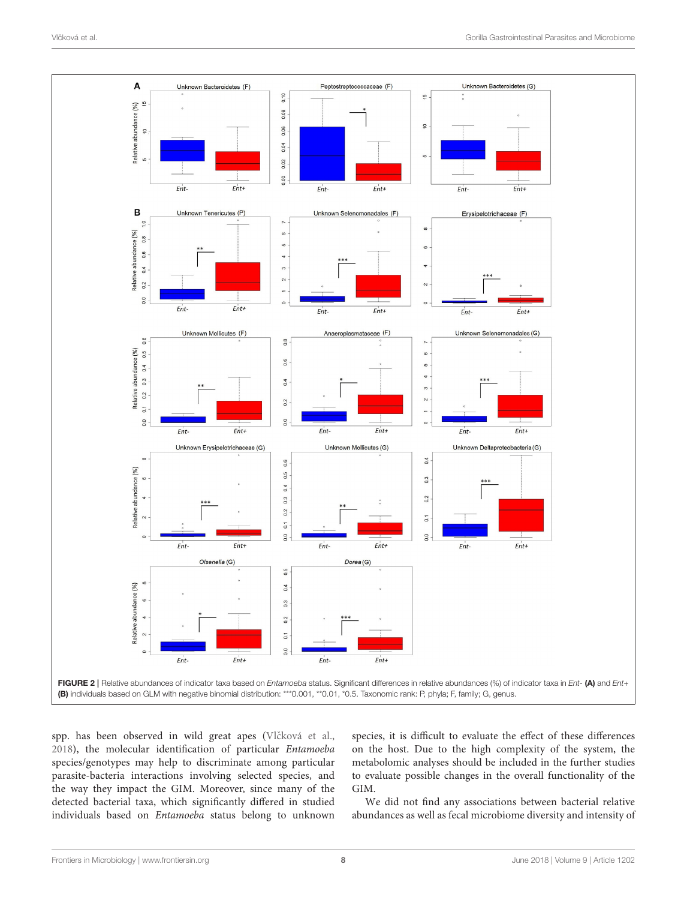FIGURE 2 | Relative abundances of indicator taxa based on *Entamoeba* status. Significant differences in relative abundances (%) of indicator taxa in *Ent-* **(A)** and *Ent+* **(B)** individuals based on GLM with negative binomial distribution: ***0.001, **0.01, *0.5. Taxonomic rank: P, phyla; F, family; G, genus.

spp. has been observed in wild great apes (Vlčková et al., 2018), the molecular identification of particular *Entamoeba* species/genotypes may help to discriminate among particular parasite-bacteria interactions involving selected species, and the way they impact the GIM. Moreover, since many of the detected bacterial taxa, which significantly differed in studied individuals based on *Entamoeba* status belong to unknown species, it is difficult to evaluate the effect of these differences on the host. Due to the high complexity of the system, the metabolomic analyses should be included in the further studies to evaluate possible changes in the overall functionality of the GIM.

We did not find any associations between bacterial relative abundances as well as fecal microbiome diversity and intensity of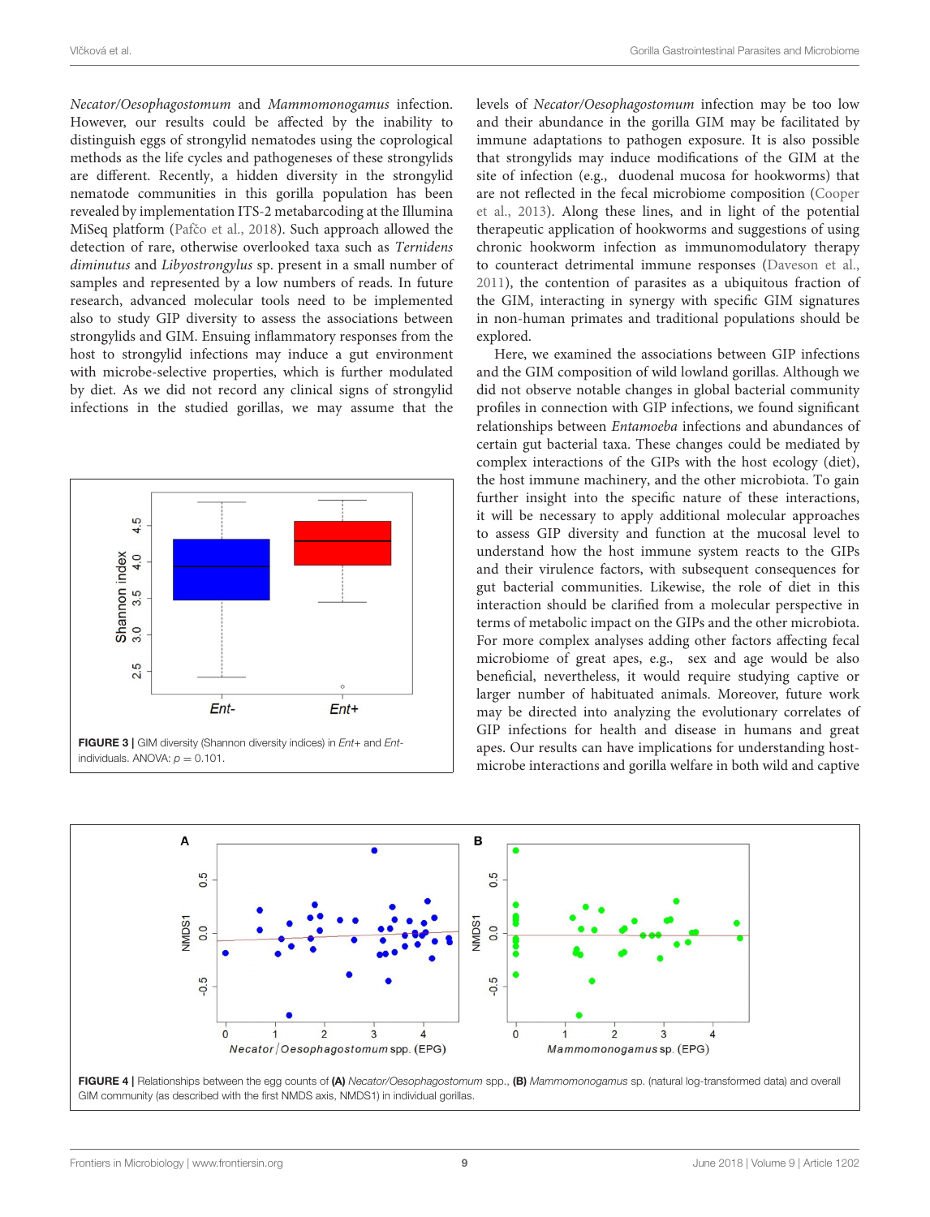*Necator/Oesophagostomum* and *Mammomonogamus* infection. However, our results could be affected by the inability to distinguish eggs of strongylid nematodes using the coprological methods as the life cycles and pathogeneses of these strongylids are different. Recently, a hidden diversity in the strongylid nematode communities in this gorilla population has been revealed by implementation ITS-2 metabarcoding at the Illumina MiSeq platform (Pafčo et al., 2018). Such approach allowed the detection of rare, otherwise overlooked taxa such as *Ternidens diminutus* and *Libyostrongylus* sp. present in a small number of samples and represented by a low numbers of reads. In future research, advanced molecular tools need to be implemented also to study GIP diversity to assess the associations between strongylids and GIM. Ensuing inflammatory responses from the host to strongylid infections may induce a gut environment with microbe-selective properties, which is further modulated by diet. As we did not record any clinical signs of strongylid infections in the studied gorillas, we may assume that the levels of *Necator/Oesophagostomum* infection may be too low and their abundance in the gorilla GIM may be facilitated by immune adaptations to pathogen exposure. It is also possible that strongylids may induce modifications of the GIM at the site of infection (e.g., duodenal mucosa for hookworms) that are not reflected in the fecal microbiome composition (Cooper et al., 2013). Along these lines, and in light of the potential therapeutic application of hookworms and suggestions of using chronic hookworm infection as immunomodulatory therapy to counteract detrimental immune responses (Daveson et al., 2011), the contention of parasites as a ubiquitous fraction of the GIM, interacting in synergy with specific GIM signatures in non-human primates and traditional populations should be explored.

Here, we examined the associations between GIP infections and the GIM composition of wild lowland gorillas. Although we did not observe notable changes in global bacterial community profiles in connection with GIP infections, we found significant relationships between *Entamoeba* infections and abundances of certain gut bacterial taxa. These changes could be mediated by complex interactions of the GIPs with the host ecology (diet), the host immune machinery, and the other microbiota. To gain further insight into the specific nature of these interactions, it will be necessary to apply additional molecular approaches to assess GIP diversity and function at the mucosal level to understand how the host immune system reacts to the GIPs and their virulence factors, with subsequent consequences for gut bacterial communities. Likewise, the role of diet in this interaction should be clarified from a molecular perspective in terms of metabolic impact on the GIPs and the other microbiota. For more complex analyses adding other factors affecting fecal microbiome of great apes, e.g., sex and age would be also beneficial, nevertheless, it would require studying captive or larger number of habituated animals. Moreover, future work may be directed into analyzing the evolutionary correlates of GIP infections for health and disease in humans and great apes. Our results can have implications for understanding host-microbe interactions and gorilla welfare in both wild and captive

**FIGURE 3 |** GIM diversity (Shannon diversity indices) in *Ent+* and *Ent-* individuals. ANOVA: $p = 0.101$.

**FIGURE 4 |** Relationships between the egg counts of **(A)** *Necator/Oesophagostomum* spp., **(B)** *Mammomonogamus* sp. (natural log-transformed data) and overall GIM community (as described with the first NMDS axis, NMDS1) in individual gorillas.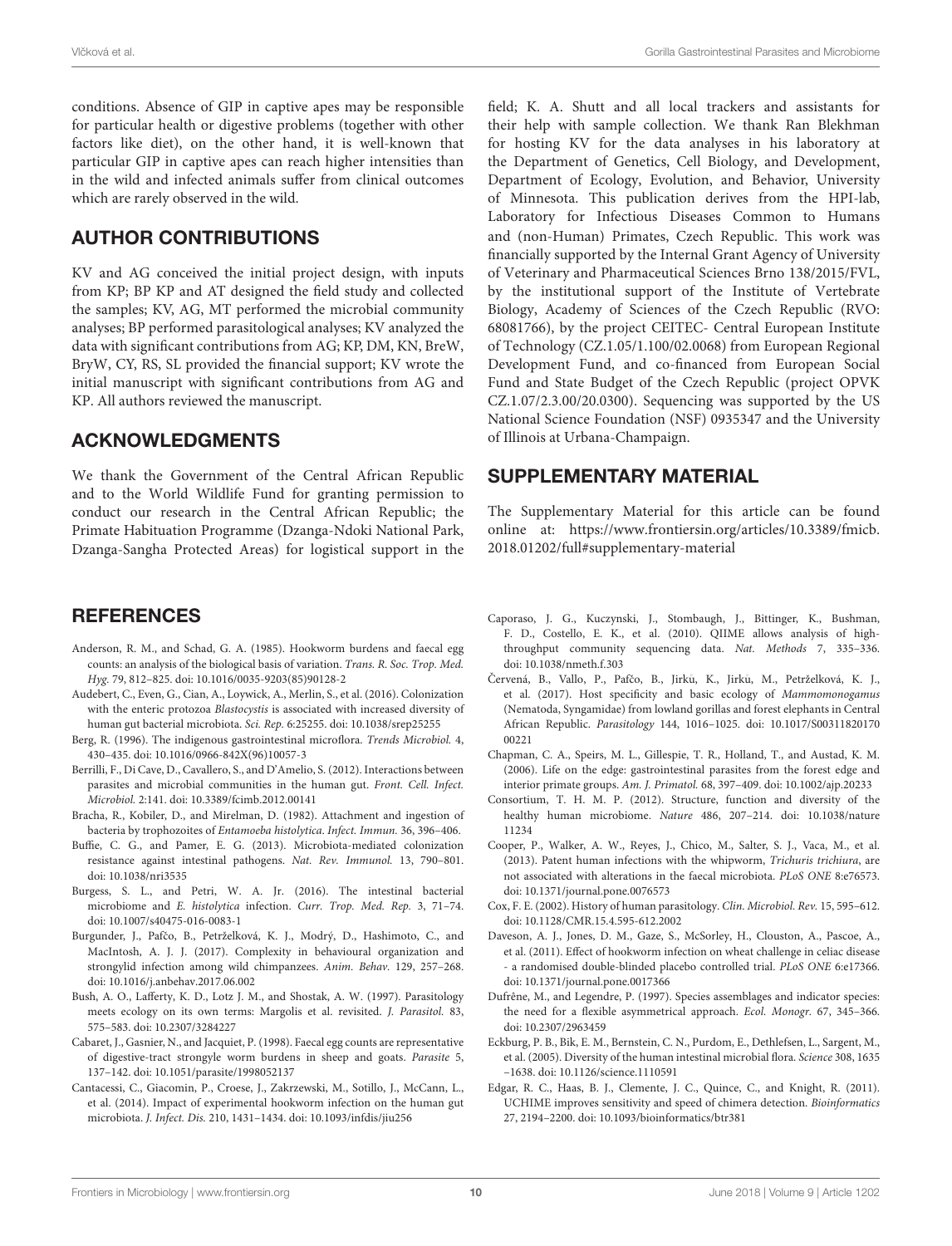conditions. Absence of GIP in captive apes may be responsible for particular health or digestive problems (together with other factors like diet), on the other hand, it is well-known that particular GIP in captive apes can reach higher intensities than in the wild and infected animals suffer from clinical outcomes which are rarely observed in the wild.

## AUTHOR CONTRIBUTIONS

KV and AG conceived the initial project design, with inputs from KP; BP KP and AT designed the field study and collected the samples; KV, AG, MT performed the microbial community analyses; BP performed parasitological analyses; KV analyzed the data with significant contributions from AG; KP, DM, KN, BreW, BryW, CY, RS, SL provided the financial support; KV wrote the initial manuscript with significant contributions from AG and KP. All authors reviewed the manuscript.

## ACKNOWLEDGMENTS

We thank the Government of the Central African Republic and to the World Wildlife Fund for granting permission to conduct our research in the Central African Republic; the Primate Habituation Programme (Dzanga-Ndoki National Park, Dzanga-Sangha Protected Areas) for logistical support in the field; K. A. Shutt and all local trackers and assistants for their help with sample collection. We thank Ran Blekhman for hosting KV for the data analyses in his laboratory at the Department of Genetics, Cell Biology, and Development, Department of Ecology, Evolution, and Behavior, University of Minnesota. This publication derives from the HPI-lab, Laboratory for Infectious Diseases Common to Humans and (non-Human) Primates, Czech Republic. This work was financially supported by the Internal Grant Agency of University of Veterinary and Pharmaceutical Sciences Brno 138/2015/FVL, by the institutional support of the Institute of Vertebrate Biology, Academy of Sciences of the Czech Republic (RVO: 68081766), by the project CEITEC- Central European Institute of Technology (CZ.1.05/1.100/02.0068) from European Regional Development Fund, and co-financed from European Social Fund and State Budget of the Czech Republic (project OPVK CZ.1.07/2.3.00/20.0300). Sequencing was supported by the US National Science Foundation (NSF) 0935347 and the University of Illinois at Urbana-Champaign.

## SUPPLEMENTARY MATERIAL

The Supplementary Material for this article can be found online at: https://www.frontiersin.org/articles/10.3389/fmicb.2018.01202/full#supplementary-material

## REFERENCES

Anderson, R. M., and Schad, G. A. (1985). Hookworm burdens and faecal egg counts: an analysis of the biological basis of variation. *Trans. R. Soc. Trop. Med. Hyg.* 79, 812–825. doi: 10.1016/0035-9203(85)90128-2

Audebert, C., Even, G., Cian, A., Loywick, A., Merlin, S., et al. (2016). Colonization with the enteric protozoa *Blastocystis* is associated with increased diversity of human gut bacterial microbiota. *Sci. Rep.* 6:25255. doi: 10.1038/srep25255

Berg, R. (1996). The indigenous gastrointestinal microflora. *Trends Microbiol.* 4, 430–435. doi: 10.1016/0966-842X(96)10057-3

Berrilli, F., Di Cave, D., Cavallero, S., and D'Amelio, S. (2012). Interactions between parasites and microbial communities in the human gut. *Front. Cell. Infect. Microbiol.* 2:141. doi: 10.3389/fcimb.2012.00141

Bracha, R., Kobiler, D., and Mirelman, D. (1982). Attachment and ingestion of bacteria by trophozoites of *Entamoeba histolytica*. *Infect. Immun.* 36, 396–406.

Buffie, C. G., and Pamer, E. G. (2013). Microbiota-mediated colonization resistance against intestinal pathogens. *Nat. Rev. Immunol.* 13, 790–801. doi: 10.1038/nri3535

Burgess, S. L., and Petri, W. A. Jr. (2016). The intestinal bacterial microbiome and *E. histolytica* infection. *Curr. Trop. Med. Rep.* 3, 71–74. doi: 10.1007/s40475-016-0083-1

Burgunder, J., Pafčo, B., Petrželková, K. J., Modrý, D., Hashimoto, C., and MacIntosh, A. J. J. (2017). Complexity in behavioural organization and strongylid infection among wild chimpanzees. *Anim. Behav.* 129, 257–268. doi: 10.1016/j.anbehav.2017.06.002

Bush, A. O., Lafferty, K. D., Lotz J. M., and Shostak, A. W. (1997). Parasitology meets ecology on its own terms: Margolis et al. revisited. *J. Parasitol.* 83, 575–583. doi: 10.2307/3284227

Cabaret, J., Gasnier, N., and Jacquiet, P. (1998). Faecal egg counts are representative of digestive-tract strongyle worm burdens in sheep and goats. *Parasite* 5, 137–142. doi: 10.1051/parasite/1998052137

Cantacessi, C., Giacomin, P., Croese, J., Zakrzewski, M., Sotillo, J., McCann, L., et al. (2014). Impact of experimental hookworm infection on the human gut microbiota. *J. Infect. Dis.* 210, 1431–1434. doi: 10.1093/infdis/jiu256

Caporaso, J. G., Kuczynski, J., Stombaugh, J., Bittinger, K., Bushman, F. D., Costello, E. K., et al. (2010). QIIME allows analysis of high-throughput community sequencing data. *Nat. Methods* 7, 335–336. doi: 10.1038/nmeth.f.303

Červená, B., Vallo, P., Pafčo, B., Jirků, K., Jirků, M., Petrželková, K. J., et al. (2017). Host specificity and basic ecology of *Mammomonogamus* (Nematoda, Syngamidae) from lowland gorillas and forest elephants in Central African Republic. *Parasitology* 144, 1016–1025. doi: 10.1017/S0031182017000221

Chapman, C. A., Speirs, M. L., Gillespie, T. R., Holland, T., and Austad, K. M. (2006). Life on the edge: gastrointestinal parasites from the forest edge and interior primate groups. *Am. J. Primatol.* 68, 397–409. doi: 10.1002/ajp.20233

Consortium, T. H. M. P. (2012). Structure, function and diversity of the healthy human microbiome. *Nature* 486, 207–214. doi: 10.1038/nature11234

Cooper, P., Walker, A. W., Reyes, J., Chico, M., Salter, S. J., Vaca, M., et al. (2013). Patent human infections with the whipworm, *Trichuris trichiura*, are not associated with alterations in the faecal microbiota. *PLoS ONE* 8:e76573. doi: 10.1371/journal.pone.0076573

Cox, F. E. (2002). History of human parasitology. *Clin. Microbiol. Rev.* 15, 595–612. doi: 10.1128/CMR.15.4.595-612.2002

Daveson, A. J., Jones, D. M., Gaze, S., McSorley, H., Clouston, A., Pascoe, A., et al. (2011). Effect of hookworm infection on wheat challenge in celiac disease - a randomised double-blinded placebo controlled trial. *PLoS ONE* 6:e17366. doi: 10.1371/journal.pone.0017366

Dufrêne, M., and Legendre, P. (1997). Species assemblages and indicator species: the need for a flexible asymmetrical approach. *Ecol. Monogr.* 67, 345–366. doi: 10.2307/2963459

Eckburg, P. B., Bik, E. M., Bernstein, C. N., Purdom, E., Dethlefsen, L., Sargent, M., et al. (2005). Diversity of the human intestinal microbial flora. *Science* 308, 1635–1638. doi: 10.1126/science.1110591

Edgar, R. C., Haas, B. J., Clemente, J. C., Quince, C., and Knight, R. (2011). UCHIME improves sensitivity and speed of chimera detection. *Bioinformatics* 27, 2194–2200. doi: 10.1093/bioinformatics/btr381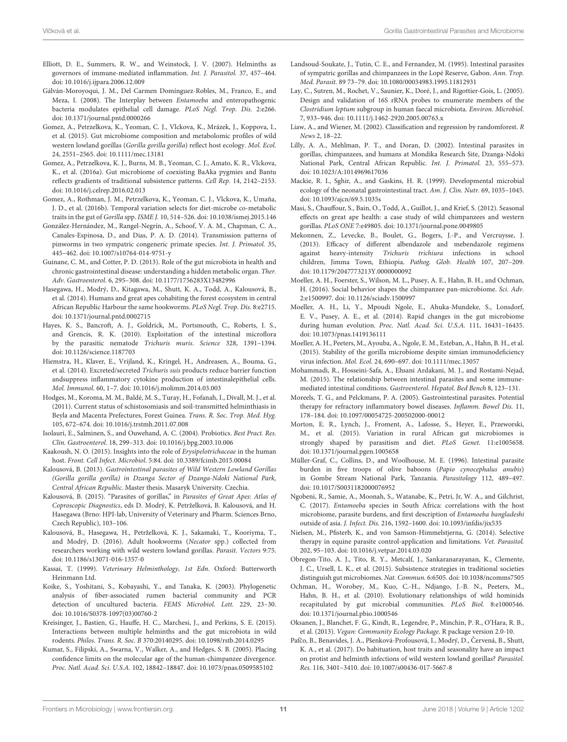Elliott, D. E., Summers, R. W., and Weinstock, J. V. (2007). Helminths as governors of immune-mediated inflammation. *Int. J. Parasitol.* 37, 457–464. doi: 10.1016/j.ijpara.2006.12.009

Gálván-Moroyoqui, J. M., Del Carmen Domínguez-Robles, M., Franco, E., and Meza, I. (2008). The Interplay between *Entamoeba* and enteropathogenic bacteria modulates epithelial cell damage. *PLoS Negl. Trop. Dis.* 2:e266. doi: 10.1371/journal.pntd.0000266

Gomez, A., Petrzelkova, K., Yeoman, C. J., Vlckova, K., Mrázek, J., Koppova, I., et al. (2015). Gut microbiome composition and metabolomic profiles of wild western lowland gorillas (*Gorilla gorilla gorilla*) reflect host ecology. *Mol. Ecol.* 24, 2551–2565. doi: 10.1111/mec.13181

Gomez, A., Petrzelkova, K. J., Burns, M. B., Yeoman, C. J., Amato, K. R., Vlckova, K., et al. (2016a). Gut microbiome of coexisting BaAka pygmies and Bantu reflects gradients of traditional subsistence patterns. *Cell Rep.* 14, 2142–2153. doi: 10.1016/j.celrep.2016.02.013

Gomez, A., Rothman, J. M., Petrzelkova, K., Yeoman, C. J., Vlckova, K., Umaña, J. D., et al. (2016b). Temporal variation selects for diet-microbe co-metabolic traits in the gut of *Gorilla* spp. *ISME J.* 10, 514–526. doi: 10.1038/ismej.2015.146

González-Hernández, M., Rangel-Negrín, A., Schoof, V. A. M., Chapman, C. A., Canales-Espinosa, D., and Dias, P. A. D. (2014). Transmission patterns of pinworms in two sympatric congeneric primate species. *Int. J. Primatol.* 35, 445–462. doi: 10.1007/s10764-014-9751-y

Guinane, C. M., and Cotter, P. D. (2013). Role of the gut microbiota in health and chronic gastrointestinal disease: understanding a hidden metabolic organ. *Ther. Adv. Gastroenterol.* 6, 295–308. doi: 10.1177/1756283X13482996

Hasegawa, H., Modrý, D., Kitagawa, M., Shutt, K. A., Todd, A., Kalousová, B., et al. (2014). Humans and great apes cohabiting the forest ecosystem in central African Republic Harbour the same hookworms. *PLoS Negl. Trop. Dis.* 8:e2715. doi: 10.1371/journal.pntd.0002715

Hayes, K. S., Bancroft, A. J., Goldrick, M., Portsmouth, C., Roberts, I. S., and Grencis, R. K. (2010). Exploitation of the intestinal microflora by the parasitic nematode *Trichuris muris*. *Science* 328, 1391–1394. doi: 10.1126/science.1187703

Hiemstra, H., Klaver, E., Vrijland, K., Kringel, H., Andreasen, A., Bouma, G., et al. (2014). Excreted/secreted *Trichuris suis* products reduce barrier function andsuppress inflammatory cytokine production of intestinalepithelial cells. *Mol. Immunol.* 60, 1–7. doi: 10.1016/j.molimm.2014.03.003

Hodges, M., Koroma, M. M., Baldé, M. S., Turay, H., Fofanah, I., Divall, M. J., et al. (2011). Current status of schistosomiasis and soil-transmitted helminthiasis in Beyla and Macenta Prefectures, Forest Guinea. *Trans. R. Soc. Trop. Med. Hyg.* 105, 672–674. doi: 10.1016/j.trstmh.2011.07.008

Isolauri, E., Salminen, S., and Ouwehand, A. C. (2004). Probiotics. *Best Pract. Res. Clin. Gastroenterol.* 18, 299–313. doi: 10.1016/j.bpg.2003.10.006

Kaakoush, N. O. (2015). Insights into the role of *Erysipelotrichaceae* in the human host. *Front. Cell Infect. Microbiol.* 5:84. doi: 10.3389/fcimb.2015.00084

Kalousová, B. (2013). *Gastrointestinal parasites of Wild Western Lowland Gorillas (Gorilla gorilla gorilla) in Dzanga Sector of Dzanga-Ndoki National Park, Central African Republic*. Master thesis. Masaryk University. Czechia.

Kalousová, B. (2015). "Parasites of gorillas," in *Parasites of Great Apes: Atlas of Coproscopic Diagnostics*, eds D. Modrý, K. Petrželková, B. Kalousová, and H. Hasegawa (Brno: HPI-lab, University of Veterinary and Pharm. Sciences Brno, Czech Republic), 103–106.

Kalousová, B., Hasegawa, H., Petrželková, K. J., Sakamaki, T., Kooriyma, T., and Modrý, D. (2016). Adult hookworms (*Necator* spp.) collected from researchers working with wild western lowland gorillas. *Parasit. Vectors* 9:75. doi: 10.1186/s13071-016-1357-0

Kassai, T. (1999). *Veterinary Helminthology, 1st Edn*. Oxford: Butterworth Heinmann Ltd.

Koike, S., Yoshitani, S., Kobayashi, Y., and Tanaka, K. (2003). Phylogenetic analysis of fiber-associated rumen bacterial community and PCR detection of uncultured bacteria. *FEMS Microbiol. Lett.* 229, 23–30. doi: 10.1016/S0378-1097(03)00760-2

Kreisinger, J., Bastien, G., Hauffe, H. C., Marchesi, J., and Perkins, S. E. (2015). Interactions between multiple helminths and the gut microbiota in wild rodents. *Philos. Trans. R. Soc. B* 370:20140295. doi: 10.1098/rstb.2014.0295

Kumar, S., Filipski, A., Swarna, V., Walker, A., and Hedges, S. B. (2005). Placing confidence limits on the molecular age of the human-chimpanzee divergence. *Proc. Natl. Acad. Sci. U.S.A.* 102, 18842–18847. doi: 10.1073/pnas.0509585102

Landsoud-Soukate, J., Tutin, C. E., and Fernandez, M. (1995). Intestinal parasites of sympatric gorillas and chimpanzees in the Lopé Reserve, Gabon. *Ann. Trop. Med. Parasit.* 89 73–79. doi: 10.1080/00034983.1995.11812931

Lay, C., Sutren, M., Rochet, V., Saunier, K., Doré, J., and Rigottier-Gois, L. (2005). Design and validation of 16S rRNA probes to enumerate members of the *Clostridium leptum* subgroup in human faecal microbiota. *Environ. Microbiol.* 7, 933–946. doi: 10.1111/j.1462-2920.2005.00763.x

Liaw, A., and Wiener, M. (2002). Classification and regression by randomforest. *R News* 2, 18–22.

Lilly, A. A., Mehlman, P. T., and Doran, D. (2002). Intestinal parasites in gorillas, chimpanzees, and humans at Mondika Research Site, Dzanga-Ndoki National Park, Central African Republic. *Int. J. Primatol.* 23, 555–573. doi: 10.1023/A:1014969617036

Mackie, R. I., Sghir, A., and Gaskins, H. R. (1999). Developmental microbial ecology of the neonatal gastrointestinal tract. *Am. J. Clin. Nutr.* 69, 1035–1045. doi: 10.1093/ajcn/69.5.1035s

Masi, S., Chauffour, S., Bain, O., Todd, A., Guillot, J., and Krief, S. (2012). Seasonal effects on great ape health: a case study of wild chimpanzees and western gorillas. *PLoS ONE* 7:e49805. doi: 10.1371/journal.pone.0049805

Mekonnen, Z., Levecke, B., Boulet, G., Bogers, J.-P., and Vercruysse, J. (2013). Efficacy of different albendazole and mebendazole regimens against heavy-intensity *Trichuris trichiura* infections in school children, Jimma Town, Ethiopia. *Pathog. Glob. Health* 107, 207–209. doi: 10.1179/2047773213Y.0000000092

Moeller, A. H., Foerster, S., Wilson, M. L., Pusey, A. E., Hahn, B. H., and Ochman, H. (2016). Social behavior shapes the chimpanzee pan-microbiome. *Sci. Adv.* 2:e1500997. doi: 10.1126/sciadv.1500997

Moeller, A. H., Li, Y., Mpoudi Ngole, E., Ahuka-Mundeke, S., Lonsdorf, E. V., Pusey, A. E., et al. (2014). Rapid changes in the gut microbiome during human evolution. *Proc. Natl. Acad. Sci. U.S.A.* 111, 16431–16435. doi: 10.1073/pnas.1419136111

Moeller, A. H., Peeters, M., Ayouba, A., Ngole, E. M., Esteban, A., Hahn, B. H., et al. (2015). Stability of the gorilla microbiome despite simian immunodeficiency virus infection. *Mol. Ecol.* 24, 690–697. doi: 10.1111/mec.13057

Mohammadi, R., Hosseini-Safa, A., Ehsani Ardakani, M. J., and Rostami-Nejad, M. (2015). The relationship between intestinal parasites and some immune-mediated intestinal conditions. *Gastroenterol. Hepatol. Bed Bench* 8, 123–131.

Moreels, T. G., and Pelckmans, P. A. (2005). Gastrointestinal parasites. Potential therapy for refractory inflammatory bowel diseases. *Inflamm. Bowel Dis.* 11, 178–184. doi: 10.1097/00054725-200502000-00012

Morton, E. R., Lynch, J., Froment, A., Lafosse, S., Heyer, E., Przeworski, M., et al. (2015). Variation in rural African gut microbiomes is strongly shaped by parasitism and diet. *PLoS Genet.* 11:e1005658. doi: 10.1371/journal.pgen.1005658

Müller-Graf, C., Collins, D., and Woolhouse, M. E. (1996). Intestinal parasite burden in five troops of olive baboons (*Papio cynocephalus anubis*) in Gombe Stream National Park, Tanzania. *Parasitology* 112, 489–497. doi: 10.1017/S0031182000076952

Ngobeni, R., Samie, A., Moonah, S., Watanabe, K., Petri, Jr, W. A., and Gilchrist, C. (2017). *Entamoeba* species in South Africa: correlations with the host microbiome, parasite burdens, and first description of *Entamoeba bangladeshi* outside of asia. *J. Infect. Dis.* 216, 1592–1600. doi: 10.1093/infdis/jix535

Nielsen, M., Pfisterb, K., and von Samson-Himmelstjerna, G. (2014). Selective therapy in equine parasite control-application and limitations. *Vet. Parasitol.* 202, 95–103. doi: 10.1016/j.vetpar.2014.03.020

Obregon-Tito, A. J., Tito, R. Y., Metcalf, J., Sankaranarayanan, K., Clemente, J. C., Ursell, L. K., et al. (2015). Subsistence strategies in traditional societies distinguish gut microbiomes. *Nat. Commun.* 6:6505. doi: 10.1038/ncomms7505

Ochman, H., Worobey, M., Kuo, C.-H., Ndjango, J.-B. N., Peeters, M., Hahn, B. H., et al. (2010). Evolutionary relationships of wild hominids recapitulated by gut microbial communities. *PLoS Biol.* 8:e1000546. doi: 10.1371/journal.pbio.1000546

Oksanen, J., Blanchet, F. G., Kindt, R., Legendre, P., Minchin, P. R., O'Hara, R. B., et al. (2013). *Vegan: Community Ecology Package*. R package version 2.0-10.

Pafčo, B., Benavides, J. A., Pšenková-Profousová, I., Modrý, D., Červená, B., Shutt, K. A., et al. (2017). Do habituation, host traits and seasonality have an impact on protist and helminth infections of wild western lowland gorillas? *Parasitol. Res.* 116, 3401–3410. doi: 10.1007/s00436-017-5667-8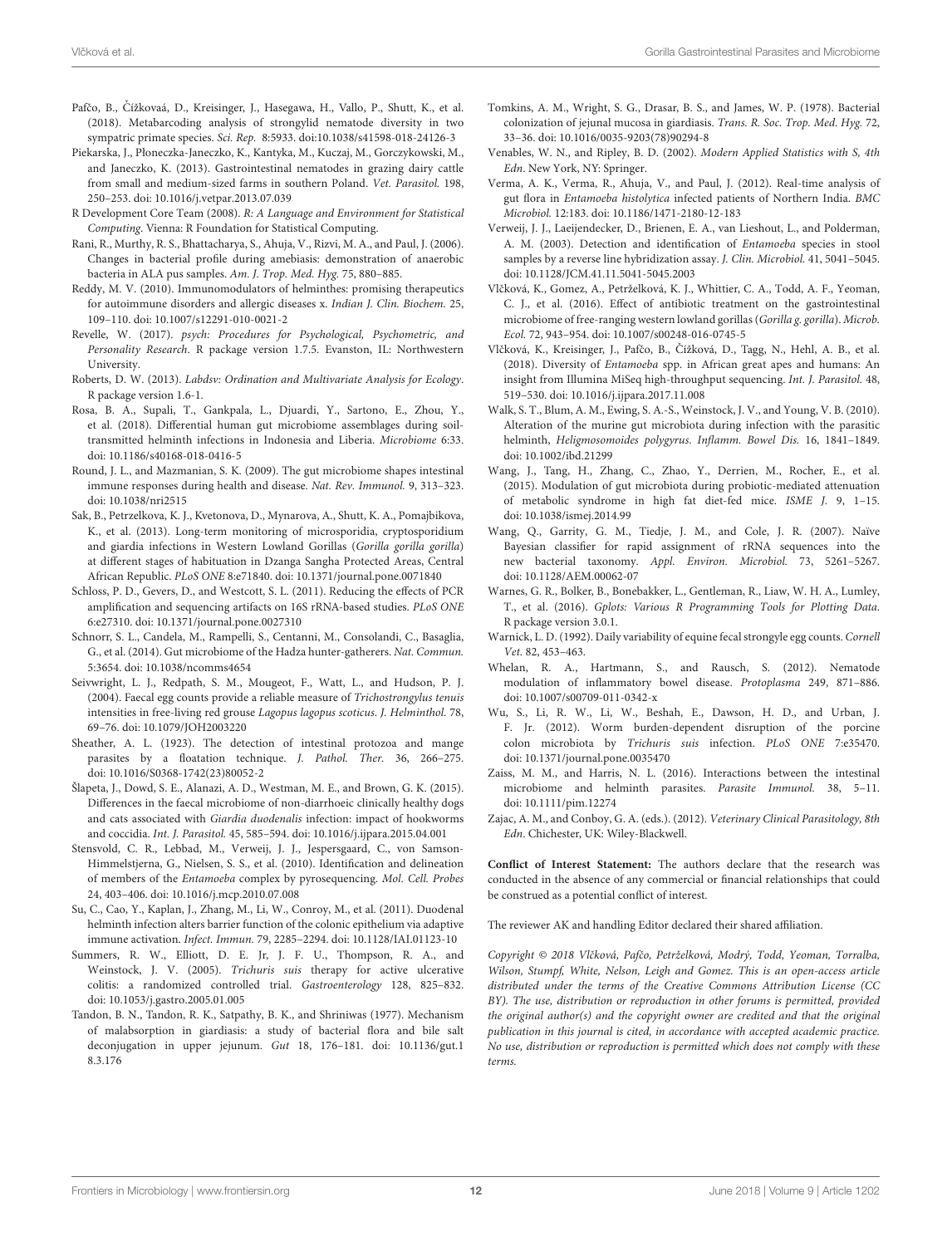Pafčo, B., Čížkovaá, D., Kreisinger, J., Hasegawa, H., Vallo, P., Shutt, K., et al. (2018). Metabarcoding analysis of strongylid nematode diversity in two sympatric primate species. *Sci. Rep.* 8:5933. doi:10.1038/s41598-018-24126-3

Piekarska, J., Płoneczka-Janeczko, K., Kantyka, M., Kuczaj, M., Gorczykowski, M., and Janeczko, K. (2013). Gastrointestinal nematodes in grazing dairy cattle from small and medium-sized farms in southern Poland. *Vet. Parasitol.* 198, 250–253. doi: 10.1016/j.vetpar.2013.07.039

R Development Core Team (2008). *R: A Language and Environment for Statistical Computing*. Vienna: R Foundation for Statistical Computing.

Rani, R., Murthy, R. S., Bhattacharya, S., Ahuja, V., Rizvi, M. A., and Paul, J. (2006). Changes in bacterial profile during amebiasis: demonstration of anaerobic bacteria in ALA pus samples. *Am. J. Trop. Med. Hyg.* 75, 880–885.

Reddy, M. V. (2010). Immunomodulators of helminthes: promising therapeutics for autoimmune disorders and allergic diseases x. *Indian J. Clin. Biochem.* 25, 109–110. doi: 10.1007/s12291-010-0021-2

Revelle, W. (2017). *psych: Procedures for Psychological, Psychometric, and Personality Research*. R package version 1.7.5. Evanston, IL: Northwestern University.

Roberts, D. W. (2013). *Labdsv: Ordination and Multivariate Analysis for Ecology*. R package version 1.6-1.

Rosa, B. A., Supali, T., Gankpala, L., Djuardi, Y., Sartono, E., Zhou, Y., et al. (2018). Differential human gut microbiome assemblages during soil-transmitted helminth infections in Indonesia and Liberia. *Microbiome* 6:33. doi: 10.1186/s40168-018-0416-5

Round, J. L., and Mazmanian, S. K. (2009). The gut microbiome shapes intestinal immune responses during health and disease. *Nat. Rev. Immunol.* 9, 313–323. doi: 10.1038/nri2515

Sak, B., Petrzelkova, K. J., Kvetonova, D., Mynarova, A., Shutt, K. A., Pomajbikova, K., et al. (2013). Long-term monitoring of microsporidia, cryptosporidium and giardia infections in Western Lowland Gorillas (*Gorilla gorilla gorilla*) at different stages of habituation in Dzanga Sangha Protected Areas, Central African Republic. *PLoS ONE* 8:e71840. doi: 10.1371/journal.pone.0071840

Schloss, P. D., Gevers, D., and Westcott, S. L. (2011). Reducing the effects of PCR amplification and sequencing artifacts on 16S rRNA-based studies. *PLoS ONE* 6:e27310. doi: 10.1371/journal.pone.0027310

Schnorr, S. L., Candela, M., Rampelli, S., Centanni, M., Consolandi, C., Basaglia, G., et al. (2014). Gut microbiome of the Hadza hunter-gatherers. *Nat. Commun.* 5:3654. doi: 10.1038/ncomms4654

Seivwright, L. J., Redpath, S. M., Mougeot, F., Watt, L., and Hudson, P. J. (2004). Faecal egg counts provide a reliable measure of *Trichostrongylus tenuis* intensities in free-living red grouse *Lagopus lagopus scoticus*. *J. Helminthol.* 78, 69–76. doi: 10.1079/JOH2003220

Sheather, A. L. (1923). The detection of intestinal protozoa and mange parasites by a floatation technique. *J. Pathol. Ther.* 36, 266–275. doi: 10.1016/S0368-1742(23)80052-2

Šlapeta, J., Dowd, S. E., Alanazi, A. D., Westman, M. E., and Brown, G. K. (2015). Differences in the faecal microbiome of non-diarrhoeic clinically healthy dogs and cats associated with *Giardia duodenalis* infection: impact of hookworms and coccidia. *Int. J. Parasitol.* 45, 585–594. doi: 10.1016/j.ijpara.2015.04.001

Stensvold, C. R., Lebbad, M., Verweij, J. J., Jespersgaard, C., von Samson-Himmelstjerna, G., Nielsen, S. S., et al. (2010). Identification and delineation of members of the *Entamoeba* complex by pyrosequencing. *Mol. Cell. Probes* 24, 403–406. doi: 10.1016/j.mcp.2010.07.008

Su, C., Cao, Y., Kaplan, J., Zhang, M., Li, W., Conroy, M., et al. (2011). Duodenal helminth infection alters barrier function of the colonic epithelium via adaptive immune activation. *Infect. Immun.* 79, 2285–2294. doi: 10.1128/IAI.01123-10

Summers, R. W., Elliott, D. E. Jr, J. F. U., Thompson, R. A., and Weinstock, J. V. (2005). *Trichuris suis* therapy for active ulcerative colitis: a randomized controlled trial. *Gastroenterology* 128, 825–832. doi: 10.1053/j.gastro.2005.01.005

Tandon, B. N., Tandon, R. K., Satpathy, B. K., and Shriniwas (1977). Mechanism of malabsorption in giardiasis: a study of bacterial flora and bile salt deconjugation in upper jejunum. *Gut* 18, 176–181. doi: 10.1136/gut.18.3.176

Tomkins, A. M., Wright, S. G., Drasar, B. S., and James, W. P. (1978). Bacterial colonization of jejunal mucosa in giardiasis. *Trans. R. Soc. Trop. Med. Hyg.* 72, 33–36. doi: 10.1016/0035-9203(78)90294-8

Venables, W. N., and Ripley, B. D. (2002). *Modern Applied Statistics with S, 4th Edn*. New York, NY: Springer.

Verma, A. K., Verma, R., Ahuja, V., and Paul, J. (2012). Real-time analysis of gut flora in *Entamoeba histolytica* infected patients of Northern India. *BMC Microbiol.* 12:183. doi: 10.1186/1471-2180-12-183

Verweij, J. J., Laeijendecker, D., Brienen, E. A., van Lieshout, L., and Polderman, A. M. (2003). Detection and identification of *Entamoeba* species in stool samples by a reverse line hybridization assay. *J. Clin. Microbiol.* 41, 5041–5045. doi: 10.1128/JCM.41.11.5041-5045.2003

Vlčková, K., Gomez, A., Petrželková, K. J., Whittier, C. A., Todd, A. F., Yeoman, C. J., et al. (2016). Effect of antibiotic treatment on the gastrointestinal microbiome of free-ranging western lowland gorillas (*Gorilla g. gorilla*). *Microb. Ecol.* 72, 943–954. doi: 10.1007/s00248-016-0745-5

Vlčková, K., Kreisinger, J., Pafčo, B., Čížková, D., Tagg, N., Hehl, A. B., et al. (2018). Diversity of *Entamoeba* spp. in African great apes and humans: An insight from Illumina MiSeq high-throughput sequencing. *Int. J. Parasitol.* 48, 519–530. doi: 10.1016/j.ijpara.2017.11.008

Walk, S. T., Blum, A. M., Ewing, S. A.-S., Weinstock, J. V., and Young, V. B. (2010). Alteration of the murine gut microbiota during infection with the parasitic helminth, *Heligmosomoides polygyrus*. *Inflamm. Bowel Dis.* 16, 1841–1849. doi: 10.1002/ibd.21299

Wang, J., Tang, H., Zhang, C., Zhao, Y., Derrien, M., Rocher, E., et al. (2015). Modulation of gut microbiota during probiotic-mediated attenuation of metabolic syndrome in high fat diet-fed mice. *ISME J.* 9, 1–15. doi: 10.1038/ismej.2014.99

Wang, Q., Garrity, G. M., Tiedje, J. M., and Cole, J. R. (2007). Naïve Bayesian classifier for rapid assignment of rRNA sequences into the new bacterial taxonomy. *Appl. Environ. Microbiol.* 73, 5261–5267. doi: 10.1128/AEM.00062-07

Warnes, G. R., Bolker, B., Bonebakker, L., Gentleman, R., Liaw, W. H. A., Lumley, T., et al. (2016). *Gplots: Various R Programming Tools for Plotting Data*. R package version 3.0.1.

Warnick, L. D. (1992). Daily variability of equine fecal strongyle egg counts. *Cornell Vet.* 82, 453–463.

Whelan, R. A., Hartmann, S., and Rausch, S. (2012). Nematode modulation of inflammatory bowel disease. *Protoplasma* 249, 871–886. doi: 10.1007/s00709-011-0342-x

Wu, S., Li, R. W., Li, W., Beshah, E., Dawson, H. D., and Urban, J. F. Jr. (2012). Worm burden-dependent disruption of the porcine colon microbiota by *Trichuris suis* infection. *PLoS ONE* 7:e35470. doi: 10.1371/journal.pone.0035470

Zaiss, M. M., and Harris, N. L. (2016). Interactions between the intestinal microbiome and helminth parasites. *Parasite Immunol.* 38, 5–11. doi: 10.1111/pim.12274

Zajac, A. M., and Conboy, G. A. (eds.). (2012). *Veterinary Clinical Parasitology, 8th Edn*. Chichester, UK: Wiley-Blackwell.

**Conflict of Interest Statement:** The authors declare that the research was conducted in the absence of any commercial or financial relationships that could be construed as a potential conflict of interest.

The reviewer AK and handling Editor declared their shared affiliation.

*Copyright © 2018 Vlčková, Pafčo, Petrželková, Modrý, Todd, Yeoman, Torralba, Wilson, Stumpf, White, Nelson, Leigh and Gomez. This is an open-access article distributed under the terms of the Creative Commons Attribution License (CC BY). The use, distribution or reproduction in other forums is permitted, provided the original author(s) and the copyright owner are credited and that the original publication in this journal is cited, in accordance with accepted academic practice. No use, distribution or reproduction is permitted which does not comply with these terms.*